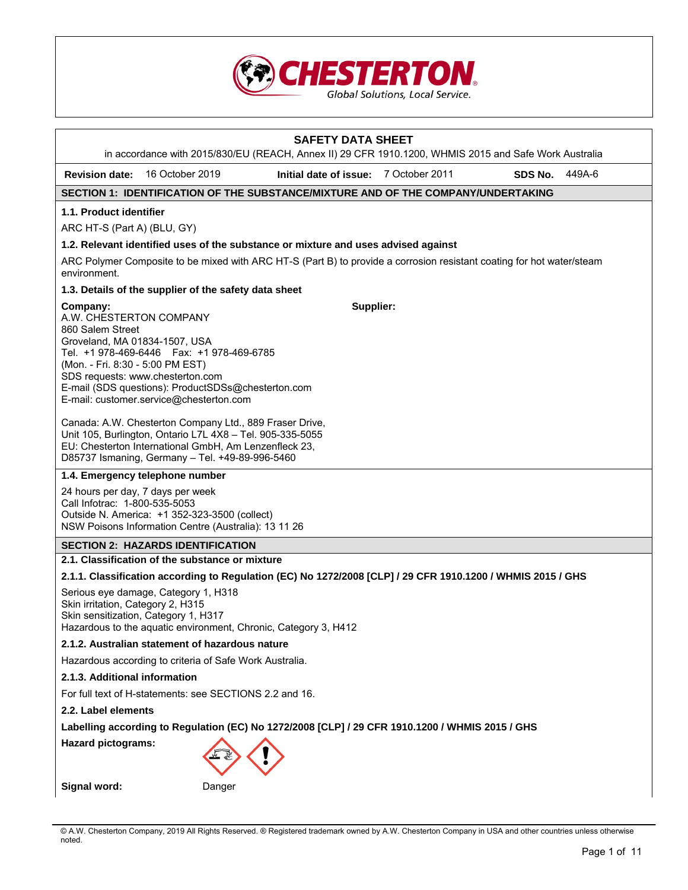# SAFETY DATA SHEET

in accordance with 2015/830/EU (REACH, Annex II) 29 CFR 1910.1200, WHMIS 2015 and Safe Work Australia

**Revision date:** 16 October 2019 **Initial date of issue:** 7 October 2011 **SDS No.** 449A-6

## SECTION 1: IDENTIFICATION OF THE SUBSTANCE/MIXTURE AND OF THE COMPANY/UNDERTAKING

### 1.1. Product identifier

ARC HT-S (Part A) (BLU, GY)

### 1.2. Relevant identified uses of the substance or mixture and uses advised against

ARC Polymer Composite to be mixed with ARC HT-S (Part B) to provide a corrosion resistant coating for hot water/steam environment.

### 1.3. Details of the supplier of the safety data sheet

**Company:**
A.W. CHESTERTON COMPANY
860 Salem Street
Groveland, MA 01834-1507, USA
Tel. +1 978-469-6446 Fax: +1 978-469-6785
(Mon. - Fri. 8:30 - 5:00 PM EST)
SDS requests: www.chesterton.com
E-mail (SDS questions): ProductSDSs@chesterton.com
E-mail: customer.service@chesterton.com

**Supplier:**

Canada: A.W. Chesterton Company Ltd., 889 Fraser Drive, Unit 105, Burlington, Ontario L7L 4X8 – Tel. 905-335-5055
EU: Chesterton International GmbH, Am Lenzenfleck 23, D85737 Ismaning, Germany – Tel. +49-89-996-5460

### 1.4. Emergency telephone number

24 hours per day, 7 days per week
Call Infotrac: 1-800-535-5053
Outside N. America: +1 352-323-3500 (collect)
NSW Poisons Information Centre (Australia): 13 11 26

## SECTION 2: HAZARDS IDENTIFICATION

### 2.1. Classification of the substance or mixture

#### 2.1.1. Classification according to Regulation (EC) No 1272/2008 [CLP] / 29 CFR 1910.1200 / WHMIS 2015 / GHS

Serious eye damage, Category 1, H318
Skin irritation, Category 2, H315
Skin sensitization, Category 1, H317
Hazardous to the aquatic environment, Chronic, Category 3, H412

#### 2.1.2. Australian statement of hazardous nature

Hazardous according to criteria of Safe Work Australia.

#### 2.1.3. Additional information

For full text of H-statements: see SECTIONS 2.2 and 16.

### 2.2. Label elements

**Labelling according to Regulation (EC) No 1272/2008 [CLP] / 29 CFR 1910.1200 / WHMIS 2015 / GHS**

**Hazard pictograms:**

**Signal word:** Danger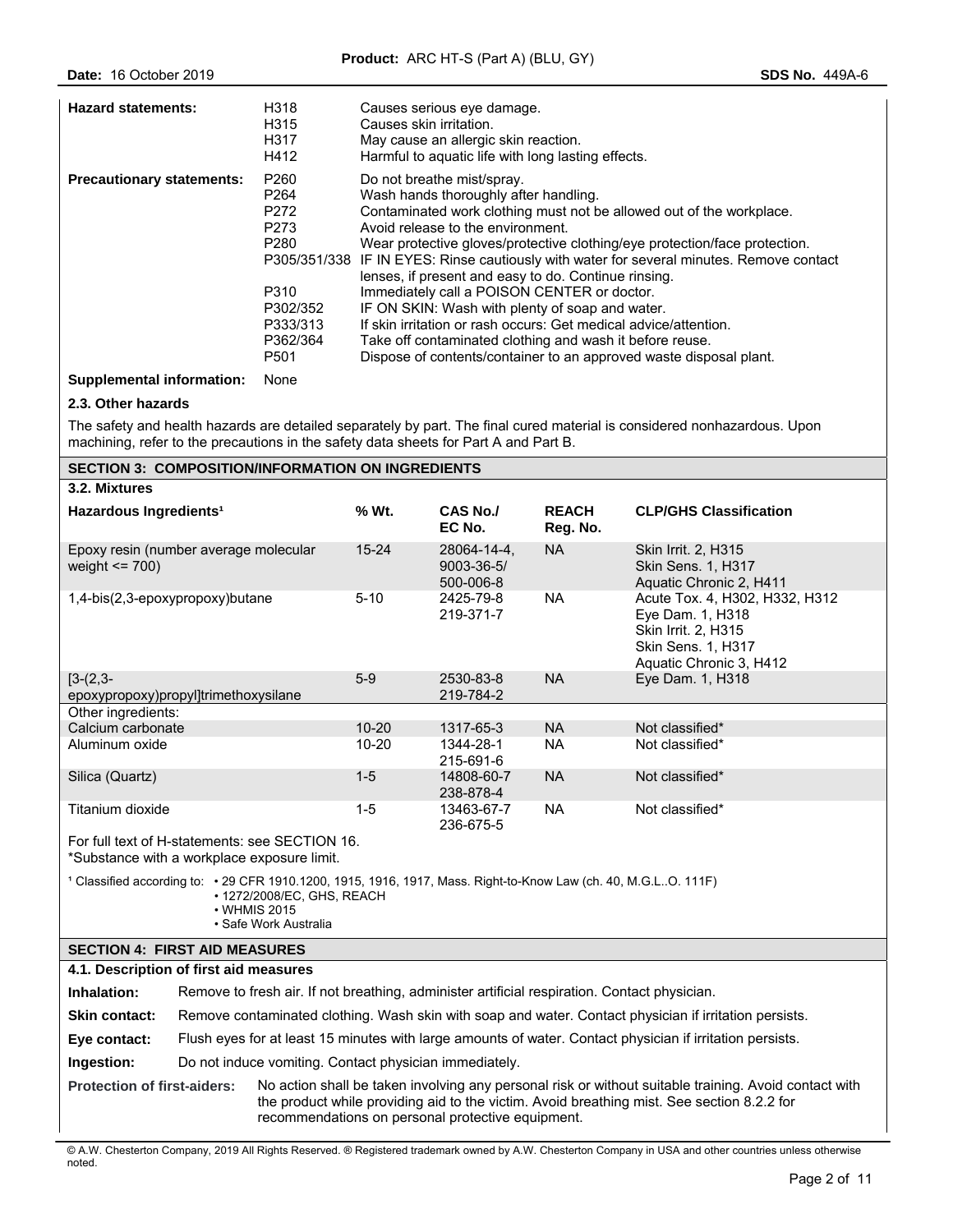| | | |
|---|---|---|
| **Hazard statements:** | H318 | Causes serious eye damage. |
| | H315 | Causes skin irritation. |
| | H317 | May cause an allergic skin reaction. |
| | H412 | Harmful to aquatic life with long lasting effects. |
| **Precautionary statements:** | P260 | Do not breathe mist/spray. |
| | P264 | Wash hands thoroughly after handling. |
| | P272 | Contaminated work clothing must not be allowed out of the workplace. |
| | P273 | Avoid release to the environment. |
| | P280 | Wear protective gloves/protective clothing/eye protection/face protection. |
| | P305/351/338 | IF IN EYES: Rinse cautiously with water for several minutes. Remove contact lenses, if present and easy to do. Continue rinsing. |
| | P310 | Immediately call a POISON CENTER or doctor. |
| | P302/352 | IF ON SKIN: Wash with plenty of soap and water. |
| | P333/313 | If skin irritation or rash occurs: Get medical advice/attention. |
| | P362/364 | Take off contaminated clothing and wash it before reuse. |
| | P501 | Dispose of contents/container to an approved waste disposal plant. |
| **Supplemental information:** | None | |

### 2.3. Other hazards

The safety and health hazards are detailed separately by part. The final cured material is considered nonhazardous. Upon machining, refer to the precautions in the safety data sheets for Part A and Part B.

## SECTION 3: COMPOSITION/INFORMATION ON INGREDIENTS

### 3.2. Mixtures

| Hazardous Ingredients[1] | % Wt. | CAS No./ EC No. | REACH Reg. No. | CLP/GHS Classification |
|---|---|---|---|---|
| Epoxy resin (number average molecular weight <= 700) | 15-24 | 28064-14-4, 9003-36-5/ 500-006-8 | NA | Skin Irrit. 2, H315<br>Skin Sens. 1, H317<br>Aquatic Chronic 2, H411 |
| 1,4-bis(2,3-epoxypropoxy)butane | 5-10 | 2425-79-8<br>219-371-7 | NA | Acute Tox. 4, H302, H332, H312<br>Eye Dam. 1, H318<br>Skin Irrit. 2, H315<br>Skin Sens. 1, H317<br>Aquatic Chronic 3, H412 |
| [3-(2,3-epoxypropoxy)propyl]trimethoxysilane | 5-9 | 2530-83-8<br>219-784-2 | NA | Eye Dam. 1, H318 |
| Other ingredients: | | | | |
| Calcium carbonate | 10-20 | 1317-65-3 | NA | Not classified* |
| Aluminum oxide | 10-20 | 1344-28-1<br>215-691-6 | NA | Not classified* |
| Silica (Quartz) | 1-5 | 14808-60-7<br>238-878-4 | NA | Not classified* |
| Titanium dioxide | 1-5 | 13463-67-7<br>236-675-5 | NA | Not classified* |

For full text of H-statements: see SECTION 16.
*Substance with a workplace exposure limit.

[1] Classified according to:
- 29 CFR 1910.1200, 1915, 1916, 1917, Mass. Right-to-Know Law (ch. 40, M.G.L..O. 111F)
- 1272/2008/EC, GHS, REACH
- WHMIS 2015
- Safe Work Australia

## SECTION 4: FIRST AID MEASURES

### 4.1. Description of first aid measures

**Inhalation:** Remove to fresh air. If not breathing, administer artificial respiration. Contact physician.

**Skin contact:** Remove contaminated clothing. Wash skin with soap and water. Contact physician if irritation persists.

**Eye contact:** Flush eyes for at least 15 minutes with large amounts of water. Contact physician if irritation persists.

**Ingestion:** Do not induce vomiting. Contact physician immediately.

**Protection of first-aiders:** No action shall be taken involving any personal risk or without suitable training. Avoid contact with the product while providing aid to the victim. Avoid breathing mist. See section 8.2.2 for recommendations on personal protective equipment.

© A.W. Chesterton Company, 2019 All Rights Reserved. ® Registered trademark owned by A.W. Chesterton Company in USA and other countries unless otherwise noted.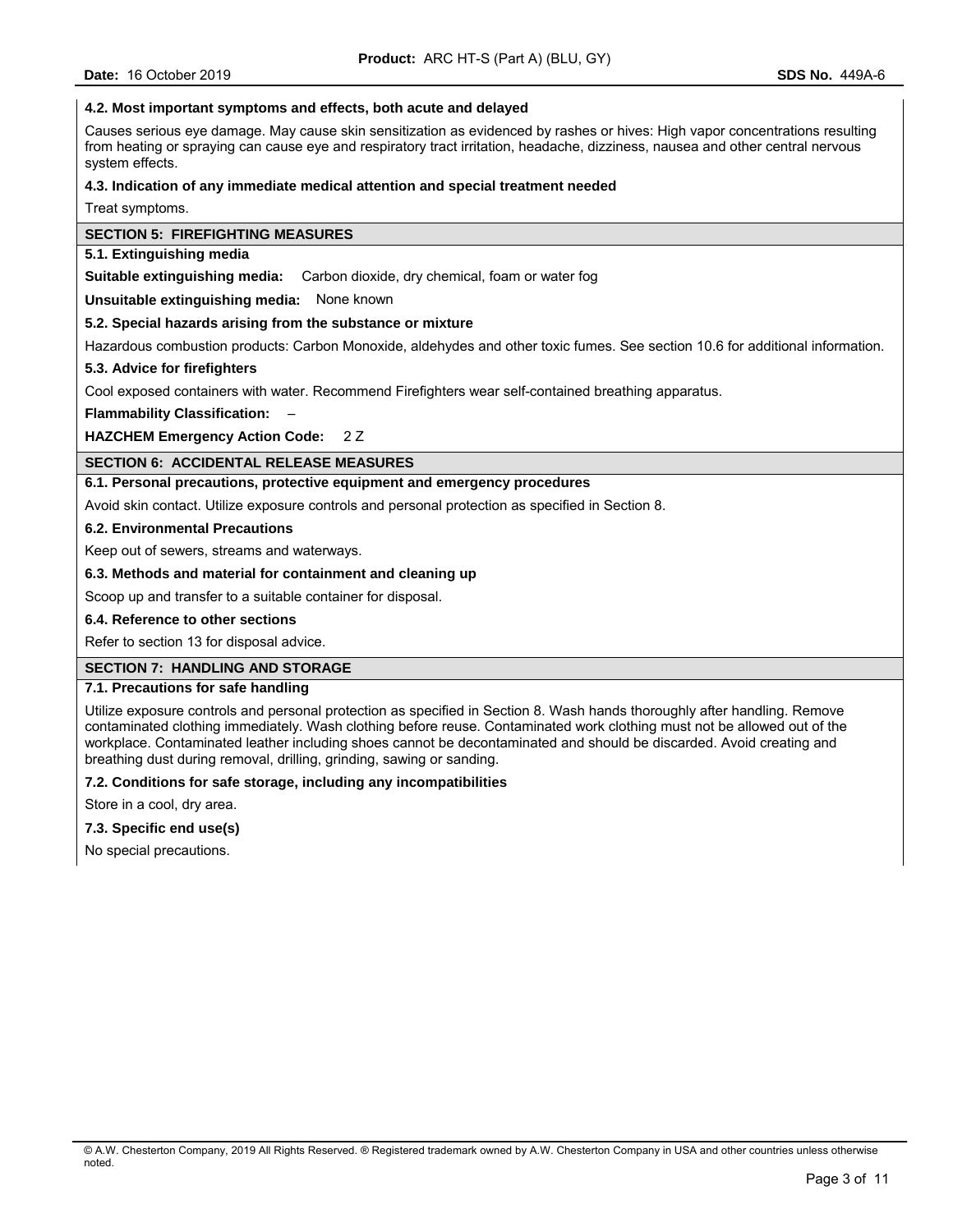### 4.2. Most important symptoms and effects, both acute and delayed

Causes serious eye damage. May cause skin sensitization as evidenced by rashes or hives: High vapor concentrations resulting from heating or spraying can cause eye and respiratory tract irritation, headache, dizziness, nausea and other central nervous system effects.

### 4.3. Indication of any immediate medical attention and special treatment needed

Treat symptoms.

## SECTION 5: FIREFIGHTING MEASURES

### 5.1. Extinguishing media

**Suitable extinguishing media:** Carbon dioxide, dry chemical, foam or water fog

**Unsuitable extinguishing media:** None known

### 5.2. Special hazards arising from the substance or mixture

Hazardous combustion products: Carbon Monoxide, aldehydes and other toxic fumes. See section 10.6 for additional information.

### 5.3. Advice for firefighters

Cool exposed containers with water. Recommend Firefighters wear self-contained breathing apparatus.

**Flammability Classification:** –

**HAZCHEM Emergency Action Code:** 2 Z

## SECTION 6: ACCIDENTAL RELEASE MEASURES

### 6.1. Personal precautions, protective equipment and emergency procedures

Avoid skin contact. Utilize exposure controls and personal protection as specified in Section 8.

### 6.2. Environmental Precautions

Keep out of sewers, streams and waterways.

### 6.3. Methods and material for containment and cleaning up

Scoop up and transfer to a suitable container for disposal.

### 6.4. Reference to other sections

Refer to section 13 for disposal advice.

## SECTION 7: HANDLING AND STORAGE

### 7.1. Precautions for safe handling

Utilize exposure controls and personal protection as specified in Section 8. Wash hands thoroughly after handling. Remove contaminated clothing immediately. Wash clothing before reuse. Contaminated work clothing must not be allowed out of the workplace. Contaminated leather including shoes cannot be decontaminated and should be discarded. Avoid creating and breathing dust during removal, drilling, grinding, sawing or sanding.

### 7.2. Conditions for safe storage, including any incompatibilities

Store in a cool, dry area.

### 7.3. Specific end use(s)

No special precautions.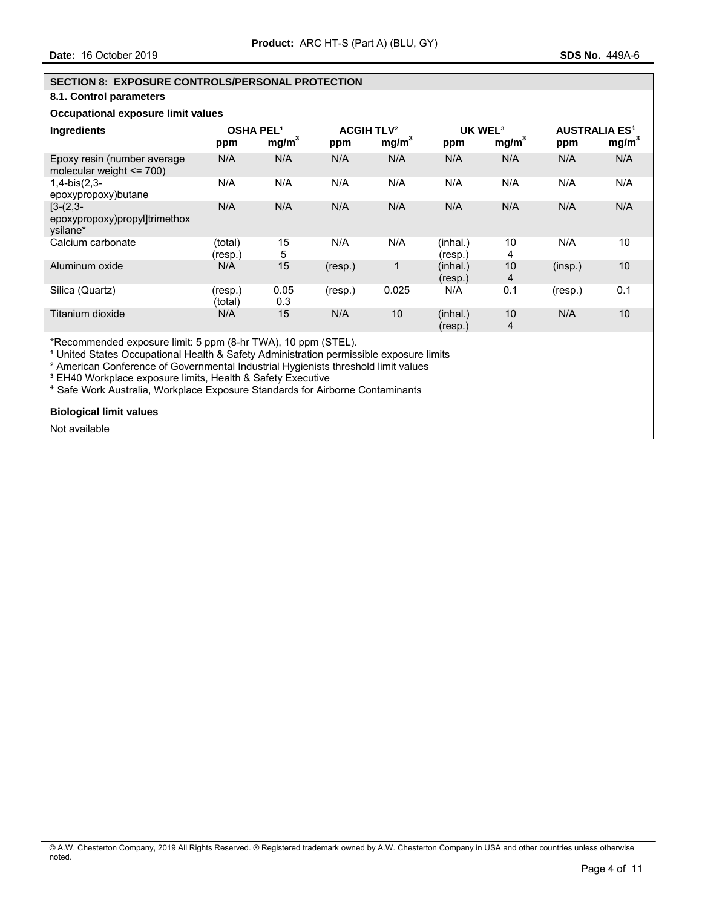## SECTION 8: EXPOSURE CONTROLS/PERSONAL PROTECTION

### 8.1. Control parameters

**Occupational exposure limit values**

| Ingredients | OSHA PEL[1] | | ACGIH TLV[2] | | UK WEL[3] | | AUSTRALIA ES[4] | |
|---|---|---|---|---|---|---|---|---|
| | ppm | $mg/m^3$ | ppm | $mg/m^3$ | ppm | $mg/m^3$ | ppm | $mg/m^3$ |
| Epoxy resin (number average molecular weight <= 700) | N/A | N/A | N/A | N/A | N/A | N/A | N/A | N/A |
| 1,4-bis(2,3-epoxypropoxy)butane | N/A | N/A | N/A | N/A | N/A | N/A | N/A | N/A |
| [3-(2,3-epoxypropoxy)propyl]trimethoxysilane* | N/A | N/A | N/A | N/A | N/A | N/A | N/A | N/A |
| Calcium carbonate | (total)<br>(resp.) | 15<br>5 | N/A | N/A | (inhal.)<br>(resp.) | 10<br>4 | N/A | 10 |
| Aluminum oxide | N/A | 15 | (resp.) | 1 | (inhal.)<br>(resp.) | 10<br>4 | (insp.) | 10 |
| Silica (Quartz) | (resp.)<br>(total) | 0.05<br>0.3 | (resp.) | 0.025 | N/A | 0.1 | (resp.) | 0.1 |
| Titanium dioxide | N/A | 15 | N/A | 10 | (inhal.)<br>(resp.) | 10<br>4 | N/A | 10 |

*Recommended exposure limit: 5 ppm (8-hr TWA), 10 ppm (STEL).

[1] United States Occupational Health & Safety Administration permissible exposure limits

[2] American Conference of Governmental Industrial Hygienists threshold limit values

[3] EH40 Workplace exposure limits, Health & Safety Executive

[4] Safe Work Australia, Workplace Exposure Standards for Airborne Contaminants

**Biological limit values**

Not available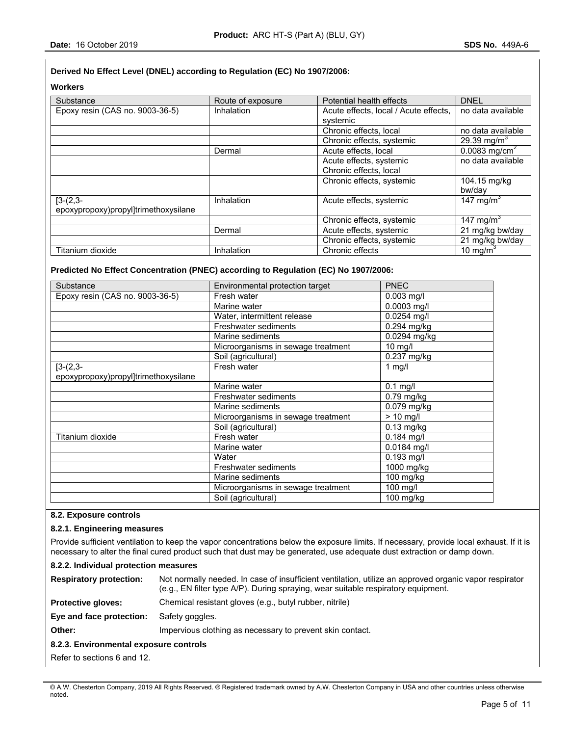**Derived No Effect Level (DNEL) according to Regulation (EC) No 1907/2006:**

**Workers**

| Substance | Route of exposure | Potential health effects | DNEL |
|---|---|---|---|
| Epoxy resin (CAS no. 9003-36-5) | Inhalation | Acute effects, local / Acute effects, systemic | no data available |
| | | Chronic effects, local | no data available |
| | | Chronic effects, systemic | 29.39 $mg/m^3$ |
| | Dermal | Acute effects, local | 0.0083 $mg/cm^2$ |
| | | Acute effects, systemic<br>Chronic effects, local | no data available |
| | | Chronic effects, systemic | 104.15 mg/kg bw/day |
| [3-(2,3-epoxypropoxy)propyl]trimethoxysilane | Inhalation | Acute effects, systemic | 147 $mg/m^3$ |
| | | Chronic effects, systemic | 147 $mg/m^3$ |
| | Dermal | Acute effects, systemic | 21 mg/kg bw/day |
| | | Chronic effects, systemic | 21 mg/kg bw/day |
| Titanium dioxide | Inhalation | Chronic effects | 10 $mg/m^3$ |

**Predicted No Effect Concentration (PNEC) according to Regulation (EC) No 1907/2006:**

| Substance | Environmental protection target | PNEC |
|---|---|---|
| Epoxy resin (CAS no. 9003-36-5) | Fresh water | 0.003 mg/l |
| | Marine water | 0.0003 mg/l |
| | Water, intermittent release | 0.0254 mg/l |
| | Freshwater sediments | 0.294 mg/kg |
| | Marine sediments | 0.0294 mg/kg |
| | Microorganisms in sewage treatment | 10 mg/l |
| | Soil (agricultural) | 0.237 mg/kg |
| [3-(2,3-epoxypropoxy)propyl]trimethoxysilane | Fresh water | 1 mg/l |
| | Marine water | 0.1 mg/l |
| | Freshwater sediments | 0.79 mg/kg |
| | Marine sediments | 0.079 mg/kg |
| | Microorganisms in sewage treatment | > 10 mg/l |
| | Soil (agricultural) | 0.13 mg/kg |
| Titanium dioxide | Fresh water | 0.184 mg/l |
| | Marine water | 0.0184 mg/l |
| | Water | 0.193 mg/l |
| | Freshwater sediments | 1000 mg/kg |
| | Marine sediments | 100 mg/kg |
| | Microorganisms in sewage treatment | 100 mg/l |
| | Soil (agricultural) | 100 mg/kg |

### 8.2. Exposure controls

#### 8.2.1. Engineering measures

Provide sufficient ventilation to keep the vapor concentrations below the exposure limits. If necessary, provide local exhaust. If it is necessary to alter the final cured product such that dust may be generated, use adequate dust extraction or damp down.

#### 8.2.2. Individual protection measures

**Respiratory protection:** Not normally needed. In case of insufficient ventilation, utilize an approved organic vapor respirator (e.g., EN filter type A/P). During spraying, wear suitable respiratory equipment.

**Protective gloves:** Chemical resistant gloves (e.g., butyl rubber, nitrile)

**Eye and face protection:** Safety goggles.

**Other:** Impervious clothing as necessary to prevent skin contact.

#### 8.2.3. Environmental exposure controls

Refer to sections 6 and 12.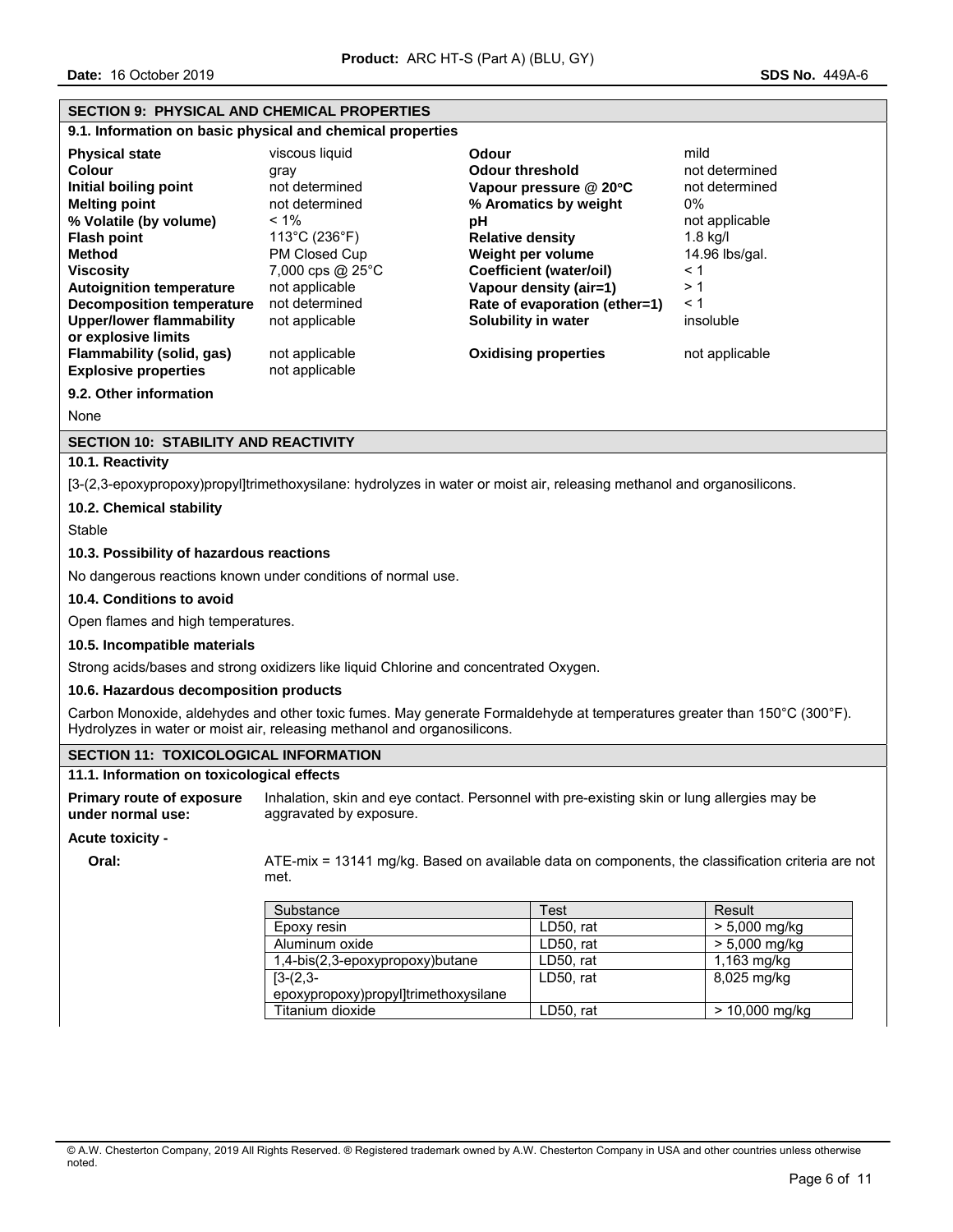## SECTION 9: PHYSICAL AND CHEMICAL PROPERTIES

### 9.1. Information on basic physical and chemical properties

| Property | Value | Property | Value |
|---|---|---|---|
| **Physical state** | viscous liquid | **Odour** | mild |
| **Colour** | gray | **Odour threshold** | not determined |
| **Initial boiling point** | not determined | **Vapour pressure @ 20°C** | not determined |
| **Melting point** | not determined | **% Aromatics by weight** | 0% |
| **% Volatile (by volume)** | < 1% | **pH** | not applicable |
| **Flash point** | 113°C (236°F) | **Relative density** | 1.8 kg/l |
| **Method** | PM Closed Cup | **Weight per volume** | 14.96 lbs/gal. |
| **Viscosity** | 7,000 cps @ 25°C | **Coefficient (water/oil)** | < 1 |
| **Autoignition temperature** | not applicable | **Vapour density (air=1)** | > 1 |
| **Decomposition temperature** | not determined | **Rate of evaporation (ether=1)** | < 1 |
| **Upper/lower flammability or explosive limits** | not applicable | **Solubility in water** | insoluble |
| **Flammability (solid, gas)** | not applicable | **Oxidising properties** | not applicable |
| **Explosive properties** | not applicable | | |

### 9.2. Other information

None

## SECTION 10: STABILITY AND REACTIVITY

### 10.1. Reactivity

[3-(2,3-epoxypropoxy)propyl]trimethoxysilane: hydrolyzes in water or moist air, releasing methanol and organosilicons.

### 10.2. Chemical stability

Stable

### 10.3. Possibility of hazardous reactions

No dangerous reactions known under conditions of normal use.

### 10.4. Conditions to avoid

Open flames and high temperatures.

### 10.5. Incompatible materials

Strong acids/bases and strong oxidizers like liquid Chlorine and concentrated Oxygen.

### 10.6. Hazardous decomposition products

Carbon Monoxide, aldehydes and other toxic fumes. May generate Formaldehyde at temperatures greater than 150°C (300°F). Hydrolyzes in water or moist air, releasing methanol and organosilicons.

## SECTION 11: TOXICOLOGICAL INFORMATION

### 11.1. Information on toxicological effects

**Primary route of exposure under normal use:** Inhalation, skin and eye contact. Personnel with pre-existing skin or lung allergies may be aggravated by exposure.

**Acute toxicity -**

**Oral:** ATE-mix = 13141 mg/kg. Based on available data on components, the classification criteria are not met.

| Substance | Test | Result |
|---|---|---|
| Epoxy resin | LD50, rat | > 5,000 mg/kg |
| Aluminum oxide | LD50, rat | > 5,000 mg/kg |
| 1,4-bis(2,3-epoxypropoxy)butane | LD50, rat | 1,163 mg/kg |
| [3-(2,3-epoxypropoxy)propyl]trimethoxysilane | LD50, rat | 8,025 mg/kg |
| Titanium dioxide | LD50, rat | > 10,000 mg/kg |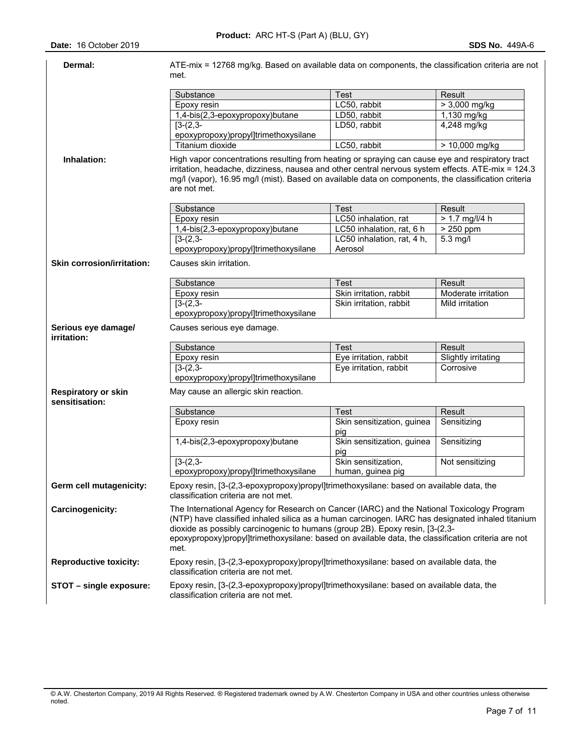**Dermal:**

ATE-mix = 12768 mg/kg. Based on available data on components, the classification criteria are not met.

| Substance | Test | Result |
|---|---|---|
| Epoxy resin | LC50, rabbit | > 3,000 mg/kg |
| 1,4-bis(2,3-epoxypropoxy)butane | LD50, rabbit | 1,130 mg/kg |
| [3-(2,3-epoxypropoxy)propyl]trimethoxysilane | LD50, rabbit | 4,248 mg/kg |
| Titanium dioxide | LC50, rabbit | > 10,000 mg/kg |

**Inhalation:**

High vapor concentrations resulting from heating or spraying can cause eye and respiratory tract irritation, headache, dizziness, nausea and other central nervous system effects. ATE-mix = 124.3 mg/l (vapor), 16.95 mg/l (mist). Based on available data on components, the classification criteria are not met.

| Substance | Test | Result |
|---|---|---|
| Epoxy resin | LC50 inhalation, rat | > 1.7 mg/l/4 h |
| 1,4-bis(2,3-epoxypropoxy)butane | LC50 inhalation, rat, 6 h | > 250 ppm |
| [3-(2,3-epoxypropoxy)propyl]trimethoxysilane | LC50 inhalation, rat, 4 h, Aerosol | 5.3 mg/l |

**Skin corrosion/irritation:**

Causes skin irritation.

| Substance | Test | Result |
|---|---|---|
| Epoxy resin | Skin irritation, rabbit | Moderate irritation |
| [3-(2,3-epoxypropoxy)propyl]trimethoxysilane | Skin irritation, rabbit | Mild irritation |

**Serious eye damage/ irritation:**

Causes serious eye damage.

| Substance | Test | Result |
|---|---|---|
| Epoxy resin | Eye irritation, rabbit | Slightly irritating |
| [3-(2,3-epoxypropoxy)propyl]trimethoxysilane | Eye irritation, rabbit | Corrosive |

**Respiratory or skin sensitisation:**

May cause an allergic skin reaction.

| Substance | Test | Result |
|---|---|---|
| Epoxy resin | Skin sensitization, guinea pig | Sensitizing |
| 1,4-bis(2,3-epoxypropoxy)butane | Skin sensitization, guinea pig | Sensitizing |
| [3-(2,3-epoxypropoxy)propyl]trimethoxysilane | Skin sensitization, human, guinea pig | Not sensitizing |

**Germ cell mutagenicity:**

Epoxy resin, [3-(2,3-epoxypropoxy)propyl]trimethoxysilane: based on available data, the classification criteria are not met.

**Carcinogenicity:**

The International Agency for Research on Cancer (IARC) and the National Toxicology Program (NTP) have classified inhaled silica as a human carcinogen. IARC has designated inhaled titanium dioxide as possibly carcinogenic to humans (group 2B). Epoxy resin, [3-(2,3-epoxypropoxy)propyl]trimethoxysilane: based on available data, the classification criteria are not met.

**Reproductive toxicity:**

Epoxy resin, [3-(2,3-epoxypropoxy)propyl]trimethoxysilane: based on available data, the classification criteria are not met.

**STOT – single exposure:**

Epoxy resin, [3-(2,3-epoxypropoxy)propyl]trimethoxysilane: based on available data, the classification criteria are not met.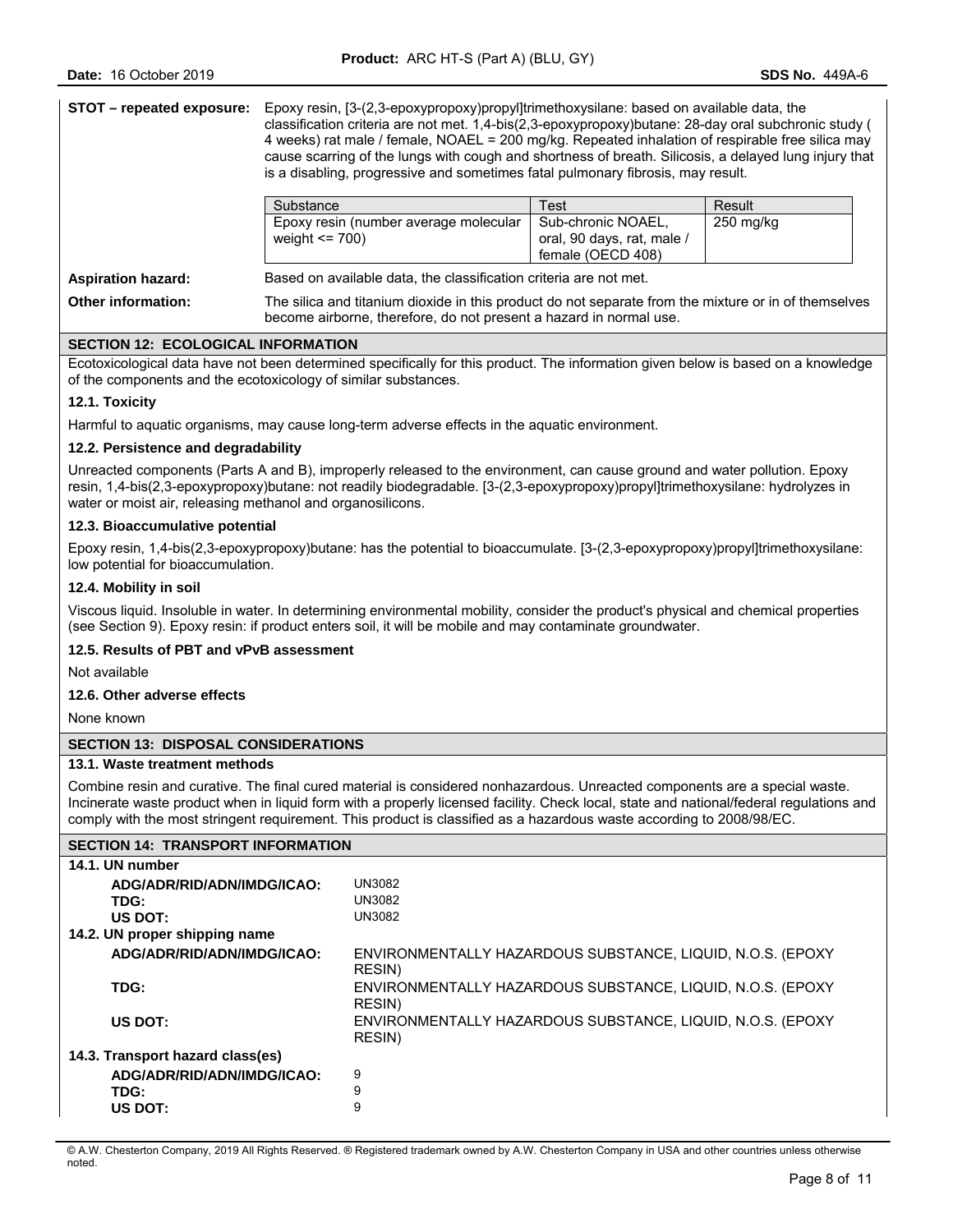**STOT – repeated exposure:** Epoxy resin, [3-(2,3-epoxypropoxy)propyl]trimethoxysilane: based on available data, the classification criteria are not met. 1,4-bis(2,3-epoxypropoxy)butane: 28-day oral subchronic study ( 4 weeks) rat male / female, NOAEL = 200 mg/kg. Repeated inhalation of respirable free silica may cause scarring of the lungs with cough and shortness of breath. Silicosis, a delayed lung injury that is a disabling, progressive and sometimes fatal pulmonary fibrosis, may result.

| Substance | Test | Result |
|---|---|---|
| Epoxy resin (number average molecular weight <= 700) | Sub-chronic NOAEL, oral, 90 days, rat, male / female (OECD 408) | 250 mg/kg |

**Aspiration hazard:** Based on available data, the classification criteria are not met.

**Other information:** The silica and titanium dioxide in this product do not separate from the mixture or in of themselves become airborne, therefore, do not present a hazard in normal use.

## SECTION 12: ECOLOGICAL INFORMATION

Ecotoxicological data have not been determined specifically for this product. The information given below is based on a knowledge of the components and the ecotoxicology of similar substances.

### 12.1. Toxicity

Harmful to aquatic organisms, may cause long-term adverse effects in the aquatic environment.

### 12.2. Persistence and degradability

Unreacted components (Parts A and B), improperly released to the environment, can cause ground and water pollution. Epoxy resin, 1,4-bis(2,3-epoxypropoxy)butane: not readily biodegradable. [3-(2,3-epoxypropoxy)propyl]trimethoxysilane: hydrolyzes in water or moist air, releasing methanol and organosilicons.

### 12.3. Bioaccumulative potential

Epoxy resin, 1,4-bis(2,3-epoxypropoxy)butane: has the potential to bioaccumulate. [3-(2,3-epoxypropoxy)propyl]trimethoxysilane: low potential for bioaccumulation.

### 12.4. Mobility in soil

Viscous liquid. Insoluble in water. In determining environmental mobility, consider the product's physical and chemical properties (see Section 9). Epoxy resin: if product enters soil, it will be mobile and may contaminate groundwater.

### 12.5. Results of PBT and vPvB assessment

Not available

### 12.6. Other adverse effects

None known

## SECTION 13: DISPOSAL CONSIDERATIONS

### 13.1. Waste treatment methods

Combine resin and curative. The final cured material is considered nonhazardous. Unreacted components are a special waste. Incinerate waste product when in liquid form with a properly licensed facility. Check local, state and national/federal regulations and comply with the most stringent requirement. This product is classified as a hazardous waste according to 2008/98/EC.

## SECTION 14: TRANSPORT INFORMATION

### 14.1. UN number

**ADG/ADR/RID/ADN/IMDG/ICAO:** UN3082
**TDG:** UN3082
**US DOT:** UN3082

### 14.2. UN proper shipping name

**ADG/ADR/RID/ADN/IMDG/ICAO:** ENVIRONMENTALLY HAZARDOUS SUBSTANCE, LIQUID, N.O.S. (EPOXY RESIN)
**TDG:** ENVIRONMENTALLY HAZARDOUS SUBSTANCE, LIQUID, N.O.S. (EPOXY RESIN)
**US DOT:** ENVIRONMENTALLY HAZARDOUS SUBSTANCE, LIQUID, N.O.S. (EPOXY RESIN)

### 14.3. Transport hazard class(es)

**ADG/ADR/RID/ADN/IMDG/ICAO:** 9
**TDG:** 9
**US DOT:** 9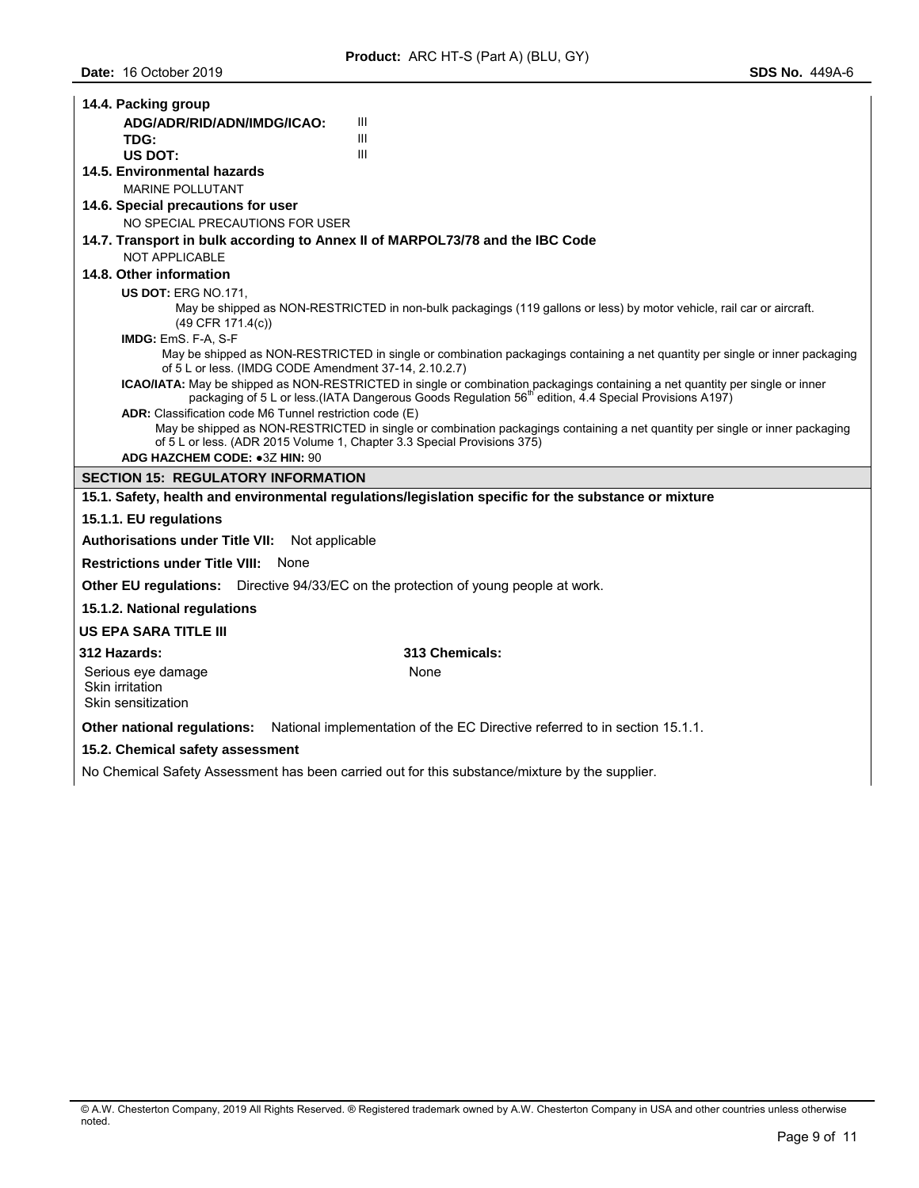**14.4. Packing group**

| | |
|---|---|
| **ADG/ADR/RID/ADN/IMDG/ICAO:** | III |
| **TDG:** | III |
| **US DOT:** | III |

**14.5. Environmental hazards**

MARINE POLLUTANT

**14.6. Special precautions for user**

NO SPECIAL PRECAUTIONS FOR USER

**14.7. Transport in bulk according to Annex II of MARPOL73/78 and the IBC Code**

NOT APPLICABLE

**14.8. Other information**

**US DOT:** ERG NO.171,
May be shipped as NON-RESTRICTED in non-bulk packagings (119 gallons or less) by motor vehicle, rail car or aircraft. (49 CFR 171.4(c))

**IMDG:** EmS. F-A, S-F
May be shipped as NON-RESTRICTED in single or combination packagings containing a net quantity per single or inner packaging of 5 L or less. (IMDG CODE Amendment 37-14, 2.10.2.7)

**ICAO/IATA:** May be shipped as NON-RESTRICTED in single or combination packagings containing a net quantity per single or inner packaging of 5 L or less.(IATA Dangerous Goods Regulation 56th edition, 4.4 Special Provisions A197)

**ADR:** Classification code M6 Tunnel restriction code (E)
May be shipped as NON-RESTRICTED in single or combination packagings containing a net quantity per single or inner packaging of 5 L or less. (ADR 2015 Volume 1, Chapter 3.3 Special Provisions 375)

**ADG HAZCHEM CODE:** ●3Z **HIN:** 90

## SECTION 15: REGULATORY INFORMATION

**15.1. Safety, health and environmental regulations/legislation specific for the substance or mixture**

**15.1.1. EU regulations**

**Authorisations under Title VII:** Not applicable

**Restrictions under Title VIII:** None

**Other EU regulations:** Directive 94/33/EC on the protection of young people at work.

**15.1.2. National regulations**

**US EPA SARA TITLE III**

| **312 Hazards:** | **313 Chemicals:** |
|---|---|
| Serious eye damage<br>Skin irritation<br>Skin sensitization | None |

**Other national regulations:** National implementation of the EC Directive referred to in section 15.1.1.

**15.2. Chemical safety assessment**

No Chemical Safety Assessment has been carried out for this substance/mixture by the supplier.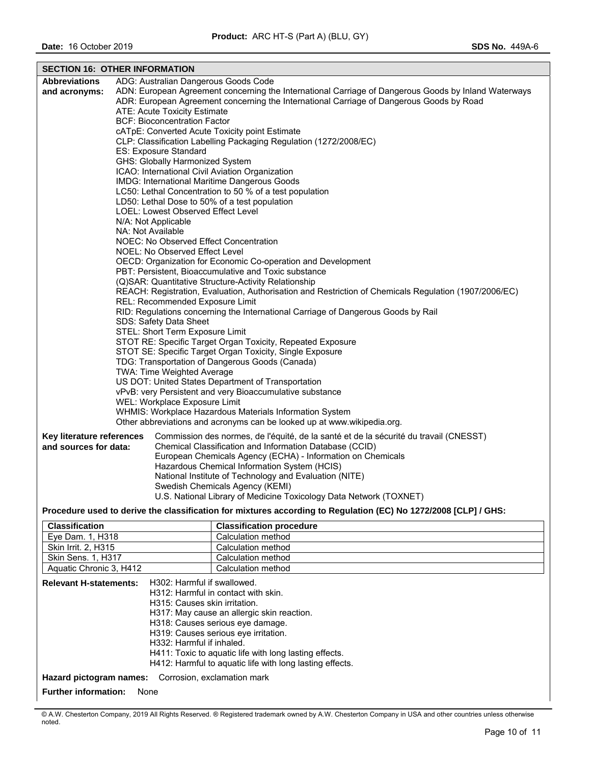## SECTION 16: OTHER INFORMATION

**Abbreviations and acronyms:**

ADG: Australian Dangerous Goods Code
ADN: European Agreement concerning the International Carriage of Dangerous Goods by Inland Waterways
ADR: European Agreement concerning the International Carriage of Dangerous Goods by Road
ATE: Acute Toxicity Estimate
BCF: Bioconcentration Factor
cATpE: Converted Acute Toxicity point Estimate
CLP: Classification Labelling Packaging Regulation (1272/2008/EC)
ES: Exposure Standard
GHS: Globally Harmonized System
ICAO: International Civil Aviation Organization
IMDG: International Maritime Dangerous Goods
LC50: Lethal Concentration to 50 % of a test population
LD50: Lethal Dose to 50% of a test population
LOEL: Lowest Observed Effect Level
N/A: Not Applicable
NA: Not Available
NOEC: No Observed Effect Concentration
NOEL: No Observed Effect Level
OECD: Organization for Economic Co-operation and Development
PBT: Persistent, Bioaccumulative and Toxic substance
(Q)SAR: Quantitative Structure-Activity Relationship
REACH: Registration, Evaluation, Authorisation and Restriction of Chemicals Regulation (1907/2006/EC)
REL: Recommended Exposure Limit
RID: Regulations concerning the International Carriage of Dangerous Goods by Rail
SDS: Safety Data Sheet
STEL: Short Term Exposure Limit
STOT RE: Specific Target Organ Toxicity, Repeated Exposure
STOT SE: Specific Target Organ Toxicity, Single Exposure
TDG: Transportation of Dangerous Goods (Canada)
TWA: Time Weighted Average
US DOT: United States Department of Transportation
vPvB: very Persistent and very Bioaccumulative substance
WEL: Workplace Exposure Limit
WHMIS: Workplace Hazardous Materials Information System
Other abbreviations and acronyms can be looked up at www.wikipedia.org.

**Key literature references and sources for data:**

Commission des normes, de l'équité, de la santé et de la sécurité du travail (CNESST)
Chemical Classification and Information Database (CCID)
European Chemicals Agency (ECHA) - Information on Chemicals
Hazardous Chemical Information System (HCIS)
National Institute of Technology and Evaluation (NITE)
Swedish Chemicals Agency (KEMI)
U.S. National Library of Medicine Toxicology Data Network (TOXNET)

**Procedure used to derive the classification for mixtures according to Regulation (EC) No 1272/2008 [CLP] / GHS:**

| Classification | Classification procedure |
|---|---|
| Eye Dam. 1, H318 | Calculation method |
| Skin Irrit. 2, H315 | Calculation method |
| Skin Sens. 1, H317 | Calculation method |
| Aquatic Chronic 3, H412 | Calculation method |

**Relevant H-statements:**

H302: Harmful if swallowed.
H312: Harmful in contact with skin.
H315: Causes skin irritation.
H317: May cause an allergic skin reaction.
H318: Causes serious eye damage.
H319: Causes serious eye irritation.
H332: Harmful if inhaled.
H411: Toxic to aquatic life with long lasting effects.
H412: Harmful to aquatic life with long lasting effects.

**Hazard pictogram names:** Corrosion, exclamation mark

**Further information:** None

© A.W. Chesterton Company, 2019 All Rights Reserved. ® Registered trademark owned by A.W. Chesterton Company in USA and other countries unless otherwise noted.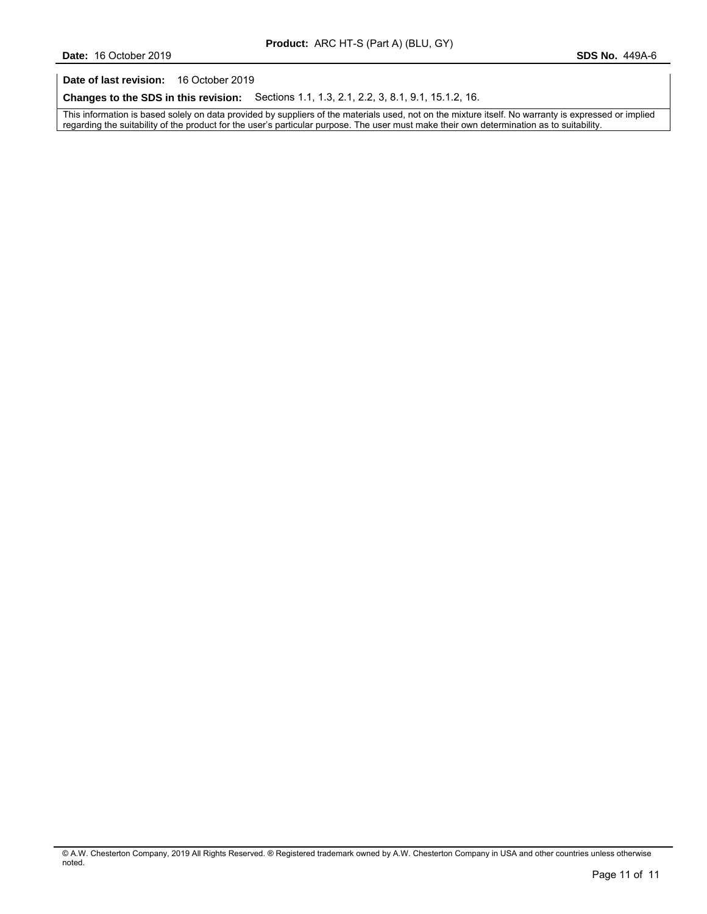**Date of last revision:** 16 October 2019

**Changes to the SDS in this revision:** Sections 1.1, 1.3, 2.1, 2.2, 3, 8.1, 9.1, 15.1.2, 16.

This information is based solely on data provided by suppliers of the materials used, not on the mixture itself. No warranty is expressed or implied regarding the suitability of the product for the user's particular purpose. The user must make their own determination as to suitability.

© A.W. Chesterton Company, 2019 All Rights Reserved. ® Registered trademark owned by A.W. Chesterton Company in USA and other countries unless otherwise noted.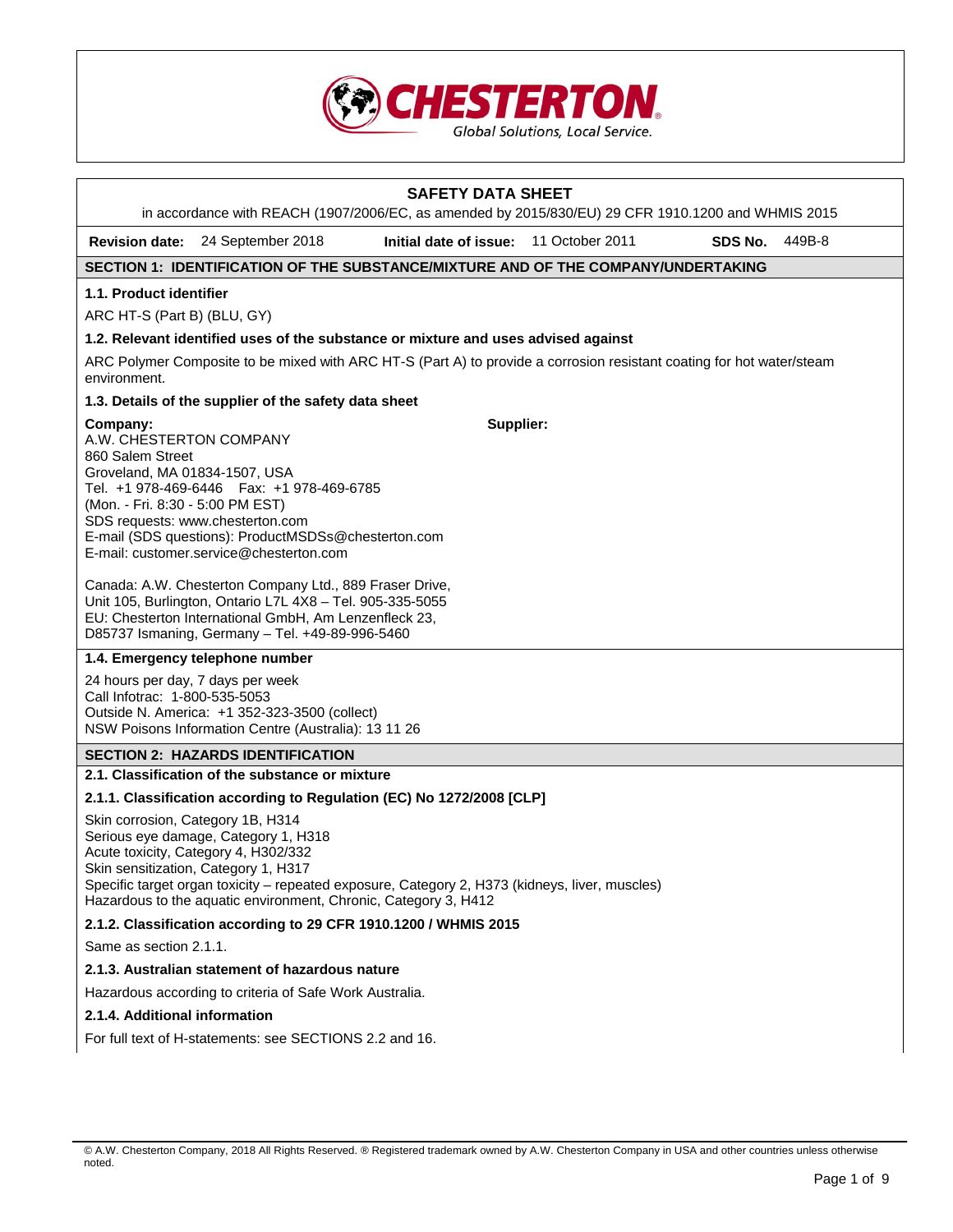# SAFETY DATA SHEET

in accordance with REACH (1907/2006/EC, as amended by 2015/830/EU) 29 CFR 1910.1200 and WHMIS 2015

**Revision date:** 24 September 2018 **Initial date of issue:** 11 October 2011 **SDS No.** 449B-8

## SECTION 1: IDENTIFICATION OF THE SUBSTANCE/MIXTURE AND OF THE COMPANY/UNDERTAKING

### 1.1. Product identifier

ARC HT-S (Part B) (BLU, GY)

### 1.2. Relevant identified uses of the substance or mixture and uses advised against

ARC Polymer Composite to be mixed with ARC HT-S (Part A) to provide a corrosion resistant coating for hot water/steam environment.

### 1.3. Details of the supplier of the safety data sheet

**Company:**
A.W. CHESTERTON COMPANY
860 Salem Street
Groveland, MA 01834-1507, USA
Tel. +1 978-469-6446 Fax: +1 978-469-6785
(Mon. - Fri. 8:30 - 5:00 PM EST)
SDS requests: www.chesterton.com
E-mail (SDS questions): ProductMSDSs@chesterton.com
E-mail: customer.service@chesterton.com

**Supplier:**

Canada: A.W. Chesterton Company Ltd., 889 Fraser Drive, Unit 105, Burlington, Ontario L7L 4X8 – Tel. 905-335-5055
EU: Chesterton International GmbH, Am Lenzenfleck 23, D85737 Ismaning, Germany – Tel. +49-89-996-5460

### 1.4. Emergency telephone number

24 hours per day, 7 days per week
Call Infotrac: 1-800-535-5053
Outside N. America: +1 352-323-3500 (collect)
NSW Poisons Information Centre (Australia): 13 11 26

## SECTION 2: HAZARDS IDENTIFICATION

### 2.1. Classification of the substance or mixture

#### 2.1.1. Classification according to Regulation (EC) No 1272/2008 [CLP]

Skin corrosion, Category 1B, H314
Serious eye damage, Category 1, H318
Acute toxicity, Category 4, H302/332
Skin sensitization, Category 1, H317
Specific target organ toxicity – repeated exposure, Category 2, H373 (kidneys, liver, muscles)
Hazardous to the aquatic environment, Chronic, Category 3, H412

#### 2.1.2. Classification according to 29 CFR 1910.1200 / WHMIS 2015

Same as section 2.1.1.

#### 2.1.3. Australian statement of hazardous nature

Hazardous according to criteria of Safe Work Australia.

#### 2.1.4. Additional information

For full text of H-statements: see SECTIONS 2.2 and 16.

© A.W. Chesterton Company, 2018 All Rights Reserved. ® Registered trademark owned by A.W. Chesterton Company in USA and other countries unless otherwise noted.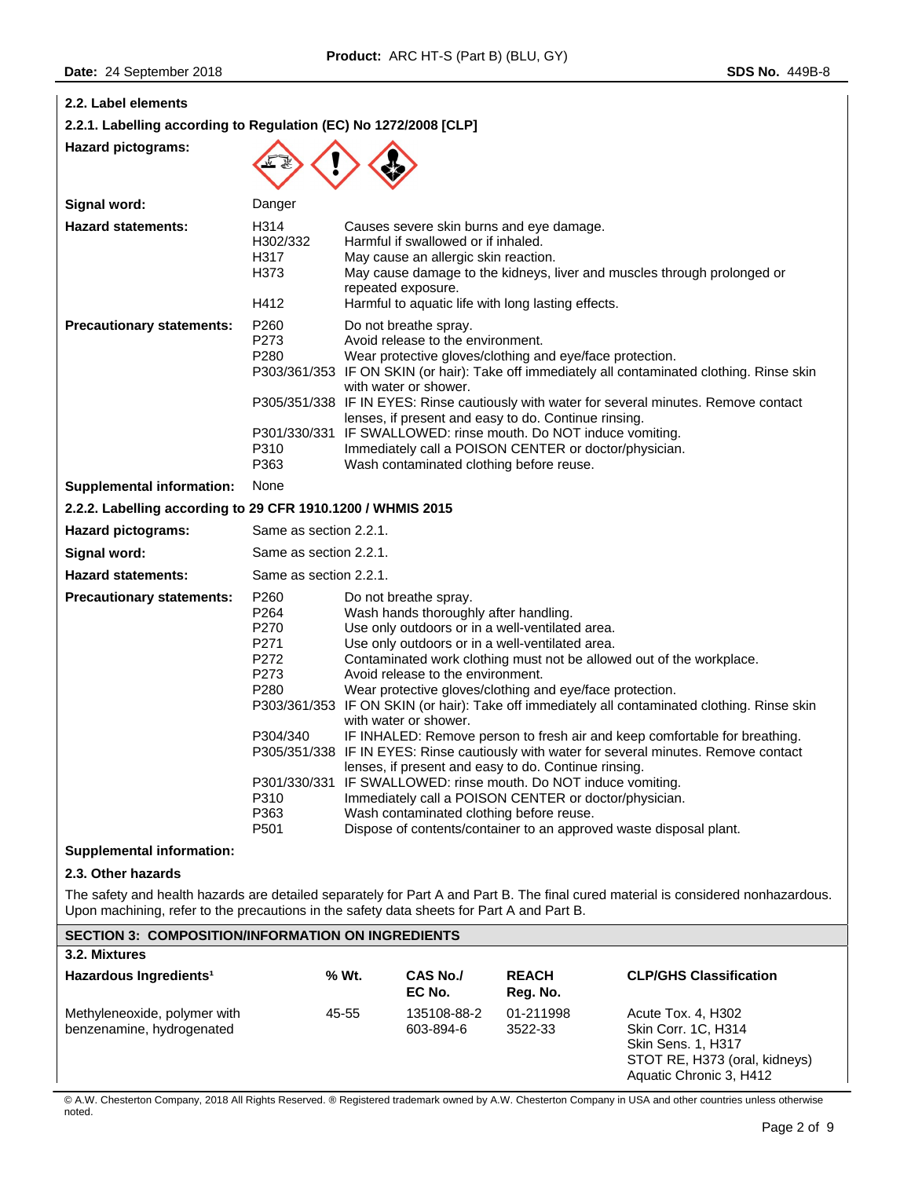### 2.2. Label elements

#### 2.2.1. Labelling according to Regulation (EC) No 1272/2008 [CLP]

**Hazard pictograms:**

**Signal word:** Danger

**Hazard statements:**

| | |
|---|---|
| H314 | Causes severe skin burns and eye damage. |
| H302/332 | Harmful if swallowed or if inhaled. |
| H317 | May cause an allergic skin reaction. |
| H373 | May cause damage to the kidneys, liver and muscles through prolonged or repeated exposure. |
| H412 | Harmful to aquatic life with long lasting effects. |

**Precautionary statements:**

| | |
|---|---|
| P260 | Do not breathe spray. |
| P273 | Avoid release to the environment. |
| P280 | Wear protective gloves/clothing and eye/face protection. |
| P303/361/353 | IF ON SKIN (or hair): Take off immediately all contaminated clothing. Rinse skin with water or shower. |
| P305/351/338 | IF IN EYES: Rinse cautiously with water for several minutes. Remove contact lenses, if present and easy to do. Continue rinsing. |
| P301/330/331 | IF SWALLOWED: rinse mouth. Do NOT induce vomiting. |
| P310 | Immediately call a POISON CENTER or doctor/physician. |
| P363 | Wash contaminated clothing before reuse. |

**Supplemental information:** None

#### 2.2.2. Labelling according to 29 CFR 1910.1200 / WHMIS 2015

**Hazard pictograms:** Same as section 2.2.1.

**Signal word:** Same as section 2.2.1.

**Hazard statements:** Same as section 2.2.1.

**Precautionary statements:**

| | |
|---|---|
| P260 | Do not breathe spray. |
| P264 | Wash hands thoroughly after handling. |
| P270 | Use only outdoors or in a well-ventilated area. |
| P271 | Use only outdoors or in a well-ventilated area. |
| P272 | Contaminated work clothing must not be allowed out of the workplace. |
| P273 | Avoid release to the environment. |
| P280 | Wear protective gloves/clothing and eye/face protection. |
| P303/361/353 | IF ON SKIN (or hair): Take off immediately all contaminated clothing. Rinse skin with water or shower. |
| P304/340 | IF INHALED: Remove person to fresh air and keep comfortable for breathing. |
| P305/351/338 | IF IN EYES: Rinse cautiously with water for several minutes. Remove contact lenses, if present and easy to do. Continue rinsing. |
| P301/330/331 | IF SWALLOWED: rinse mouth. Do NOT induce vomiting. |
| P310 | Immediately call a POISON CENTER or doctor/physician. |
| P363 | Wash contaminated clothing before reuse. |
| P501 | Dispose of contents/container to an approved waste disposal plant. |

**Supplemental information:**

### 2.3. Other hazards

The safety and health hazards are detailed separately for Part A and Part B. The final cured material is considered nonhazardous. Upon machining, refer to the precautions in the safety data sheets for Part A and Part B.

## SECTION 3: COMPOSITION/INFORMATION ON INGREDIENTS

### 3.2. Mixtures

| Hazardous Ingredients[1] | % Wt. | CAS No./ EC No. | REACH Reg. No. | CLP/GHS Classification |
|---|---|---|---|---|
| Methyleneoxide, polymer with benzenamine, hydrogenated | 45-55 | 135108-88-2 603-894-6 | 01-211998 3522-33 | Acute Tox. 4, H302 Skin Corr. 1C, H314 Skin Sens. 1, H317 STOT RE, H373 (oral, kidneys) Aquatic Chronic 3, H412 |

© A.W. Chesterton Company, 2018 All Rights Reserved. ® Registered trademark owned by A.W. Chesterton Company in USA and other countries unless otherwise noted.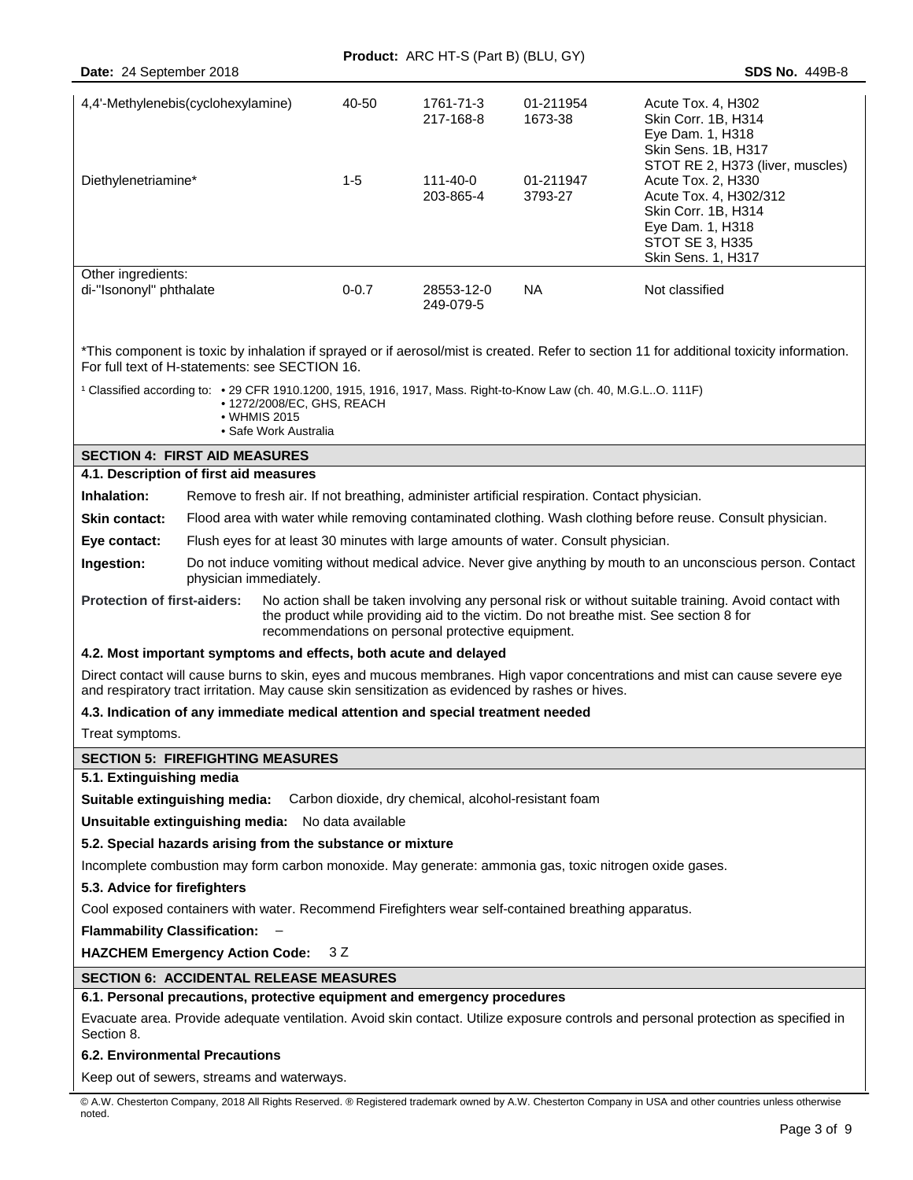| | | | | |
|---|---|---|---|---|
| 4,4'-Methylenebis(cyclohexylamine) | 40-50 | 1761-71-3<br>217-168-8 | 01-211954<br>1673-38 | Acute Tox. 4, H302<br>Skin Corr. 1B, H314<br>Eye Dam. 1, H318<br>Skin Sens. 1B, H317<br>STOT RE 2, H373 (liver, muscles) |
| Diethylenetriamine* | 1-5 | 111-40-0<br>203-865-4 | 01-211947<br>3793-27 | Acute Tox. 2, H330<br>Acute Tox. 4, H302/312<br>Skin Corr. 1B, H314<br>Eye Dam. 1, H318<br>STOT SE 3, H335<br>Skin Sens. 1, H317 |
| Other ingredients:<br>di-"Isononyl" phthalate | 0-0.7 | 28553-12-0<br>249-079-5 | NA | Not classified |

*This component is toxic by inhalation if sprayed or if aerosol/mist is created. Refer to section 11 for additional toxicity information. For full text of H-statements: see SECTION 16.

[1] Classified according to:
- 29 CFR 1910.1200, 1915, 1916, 1917, Mass. Right-to-Know Law (ch. 40, M.G.L..O. 111F)
- 1272/2008/EC, GHS, REACH
- WHMIS 2015
- Safe Work Australia

## SECTION 4: FIRST AID MEASURES

### 4.1. Description of first aid measures

**Inhalation:** Remove to fresh air. If not breathing, administer artificial respiration. Contact physician.

**Skin contact:** Flood area with water while removing contaminated clothing. Wash clothing before reuse. Consult physician.

**Eye contact:** Flush eyes for at least 30 minutes with large amounts of water. Consult physician.

**Ingestion:** Do not induce vomiting without medical advice. Never give anything by mouth to an unconscious person. Contact physician immediately.

**Protection of first-aiders:** No action shall be taken involving any personal risk or without suitable training. Avoid contact with the product while providing aid to the victim. Do not breathe mist. See section 8 for recommendations on personal protective equipment.

### 4.2. Most important symptoms and effects, both acute and delayed

Direct contact will cause burns to skin, eyes and mucous membranes. High vapor concentrations and mist can cause severe eye and respiratory tract irritation. May cause skin sensitization as evidenced by rashes or hives.

### 4.3. Indication of any immediate medical attention and special treatment needed

Treat symptoms.

## SECTION 5: FIREFIGHTING MEASURES

### 5.1. Extinguishing media

**Suitable extinguishing media:** Carbon dioxide, dry chemical, alcohol-resistant foam

**Unsuitable extinguishing media:** No data available

### 5.2. Special hazards arising from the substance or mixture

Incomplete combustion may form carbon monoxide. May generate: ammonia gas, toxic nitrogen oxide gases.

### 5.3. Advice for firefighters

Cool exposed containers with water. Recommend Firefighters wear self-contained breathing apparatus.

**Flammability Classification:** –

**HAZCHEM Emergency Action Code:** 3 Z

## SECTION 6: ACCIDENTAL RELEASE MEASURES

### 6.1. Personal precautions, protective equipment and emergency procedures

Evacuate area. Provide adequate ventilation. Avoid skin contact. Utilize exposure controls and personal protection as specified in Section 8.

### 6.2. Environmental Precautions

Keep out of sewers, streams and waterways.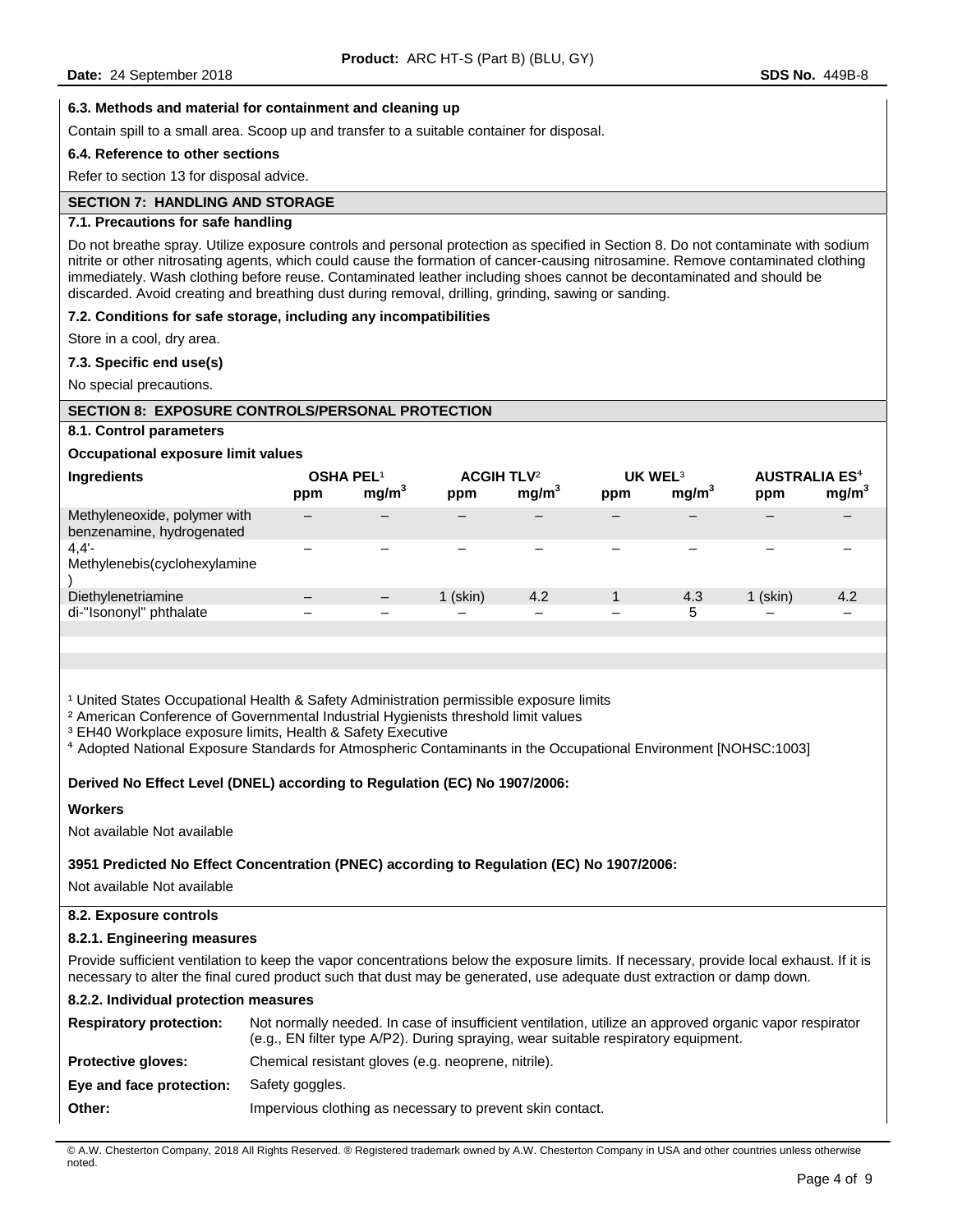### 6.3. Methods and material for containment and cleaning up

Contain spill to a small area. Scoop up and transfer to a suitable container for disposal.

### 6.4. Reference to other sections

Refer to section 13 for disposal advice.

## SECTION 7: HANDLING AND STORAGE

### 7.1. Precautions for safe handling

Do not breathe spray. Utilize exposure controls and personal protection as specified in Section 8. Do not contaminate with sodium nitrite or other nitrosating agents, which could cause the formation of cancer-causing nitrosamine. Remove contaminated clothing immediately. Wash clothing before reuse. Contaminated leather including shoes cannot be decontaminated and should be discarded. Avoid creating and breathing dust during removal, drilling, grinding, sawing or sanding.

### 7.2. Conditions for safe storage, including any incompatibilities

Store in a cool, dry area.

### 7.3. Specific end use(s)

No special precautions.

## SECTION 8: EXPOSURE CONTROLS/PERSONAL PROTECTION

### 8.1. Control parameters

**Occupational exposure limit values**

| Ingredients | OSHA PEL[1] | | ACGIH TLV[2] | | UK WEL[3] | | AUSTRALIA ES[4] | |
|---|---|---|---|---|---|---|---|---|
| | ppm | $mg/m^3$ | ppm | $mg/m^3$ | ppm | $mg/m^3$ | ppm | $mg/m^3$ |
| Methyleneoxide, polymer with benzenamine, hydrogenated | – | – | – | – | – | – | – | – |
| 4,4'-Methylenebis(cyclohexylamine) | – | – | – | – | – | – | – | – |
| Diethylenetriamine | – | – | 1 (skin) | 4.2 | 1 | 4.3 | 1 (skin) | 4.2 |
| di-"Isononyl" phthalate | – | – | – | – | – | 5 | – | – |

[1] United States Occupational Health & Safety Administration permissible exposure limits
[2] American Conference of Governmental Industrial Hygienists threshold limit values
[3] EH40 Workplace exposure limits, Health & Safety Executive
[4] Adopted National Exposure Standards for Atmospheric Contaminants in the Occupational Environment [NOHSC:1003]

**Derived No Effect Level (DNEL) according to Regulation (EC) No 1907/2006:**

**Workers**

Not available Not available

**3951 Predicted No Effect Concentration (PNEC) according to Regulation (EC) No 1907/2006:**

Not available Not available

### 8.2. Exposure controls

#### 8.2.1. Engineering measures

Provide sufficient ventilation to keep the vapor concentrations below the exposure limits. If necessary, provide local exhaust. If it is necessary to alter the final cured product such that dust may be generated, use adequate dust extraction or damp down.

#### 8.2.2. Individual protection measures

**Respiratory protection:** Not normally needed. In case of insufficient ventilation, utilize an approved organic vapor respirator (e.g., EN filter type A/P2). During spraying, wear suitable respiratory equipment.

**Protective gloves:** Chemical resistant gloves (e.g. neoprene, nitrile).

**Eye and face protection:** Safety goggles.

**Other:** Impervious clothing as necessary to prevent skin contact.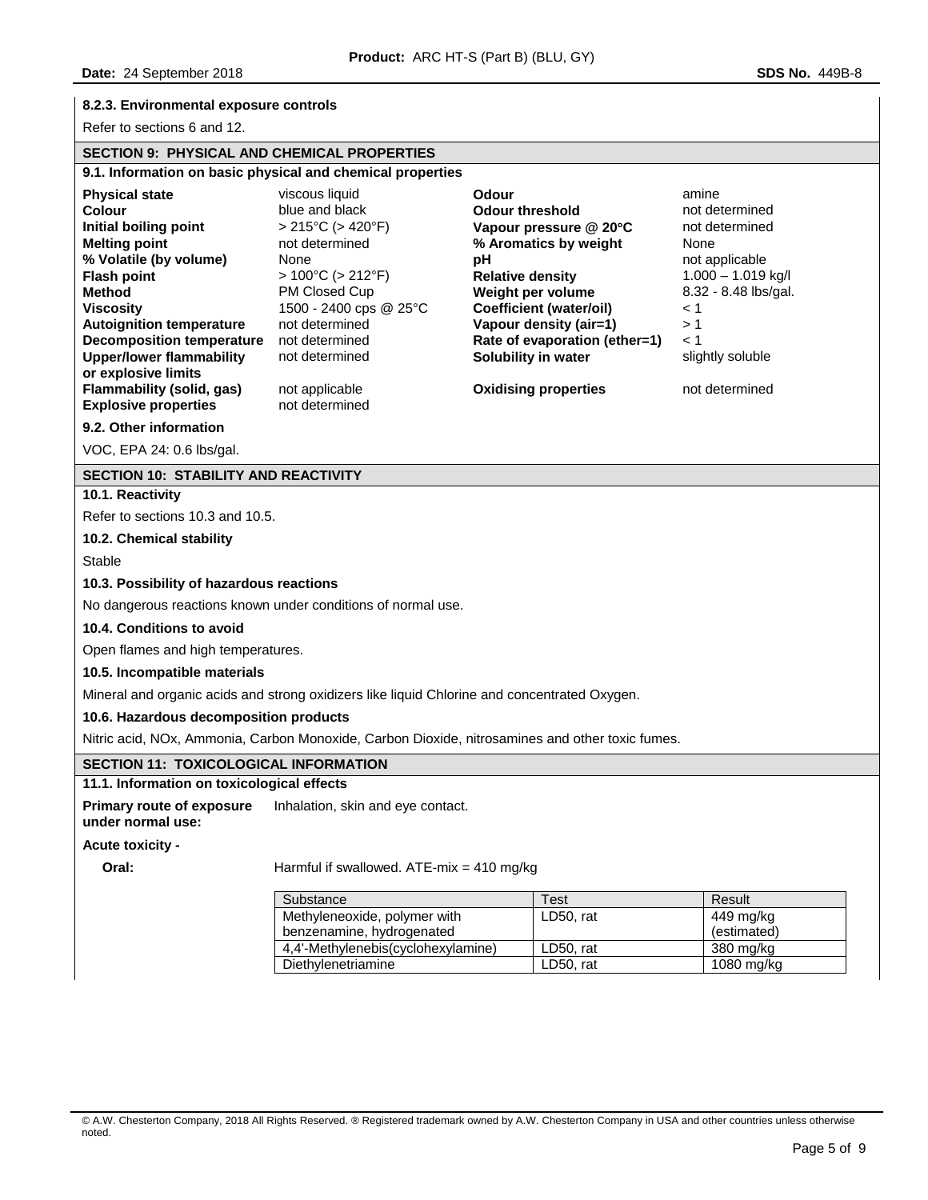#### 8.2.3. Environmental exposure controls

Refer to sections 6 and 12.

## SECTION 9: PHYSICAL AND CHEMICAL PROPERTIES

### 9.1. Information on basic physical and chemical properties

| | | | |
|---|---|---|---|
| **Physical state** | viscous liquid | **Odour** | amine |
| **Colour** | blue and black | **Odour threshold** | not determined |
| **Initial boiling point** | > 215°C (> 420°F) | **Vapour pressure @ 20°C** | not determined |
| **Melting point** | not determined | **% Aromatics by weight** | None |
| **% Volatile (by volume)** | None | **pH** | not applicable |
| **Flash point** | > 100°C (> 212°F) | **Relative density** | 1.000 – 1.019 kg/l |
| **Method** | PM Closed Cup | **Weight per volume** | 8.32 - 8.48 lbs/gal. |
| **Viscosity** | 1500 - 2400 cps @ 25°C | **Coefficient (water/oil)** | < 1 |
| **Autoignition temperature** | not determined | **Vapour density (air=1)** | > 1 |
| **Decomposition temperature** | not determined | **Rate of evaporation (ether=1)** | < 1 |
| **Upper/lower flammability or explosive limits** | not determined | **Solubility in water** | slightly soluble |
| **Flammability (solid, gas)** | not applicable | **Oxidising properties** | not determined |
| **Explosive properties** | not determined | | |

### 9.2. Other information

VOC, EPA 24: 0.6 lbs/gal.

## SECTION 10: STABILITY AND REACTIVITY

### 10.1. Reactivity

Refer to sections 10.3 and 10.5.

### 10.2. Chemical stability

Stable

### 10.3. Possibility of hazardous reactions

No dangerous reactions known under conditions of normal use.

### 10.4. Conditions to avoid

Open flames and high temperatures.

### 10.5. Incompatible materials

Mineral and organic acids and strong oxidizers like liquid Chlorine and concentrated Oxygen.

### 10.6. Hazardous decomposition products

Nitric acid, NOx, Ammonia, Carbon Monoxide, Carbon Dioxide, nitrosamines and other toxic fumes.

## SECTION 11: TOXICOLOGICAL INFORMATION

### 11.1. Information on toxicological effects

**Primary route of exposure under normal use:** Inhalation, skin and eye contact.

**Acute toxicity -**

**Oral:** Harmful if swallowed. ATE-mix = 410 mg/kg

| Substance | Test | Result |
|---|---|---|
| Methyleneoxide, polymer with benzenamine, hydrogenated | LD50, rat | 449 mg/kg (estimated) |
| 4,4'-Methylenebis(cyclohexylamine) | LD50, rat | 380 mg/kg |
| Diethylenetriamine | LD50, rat | 1080 mg/kg |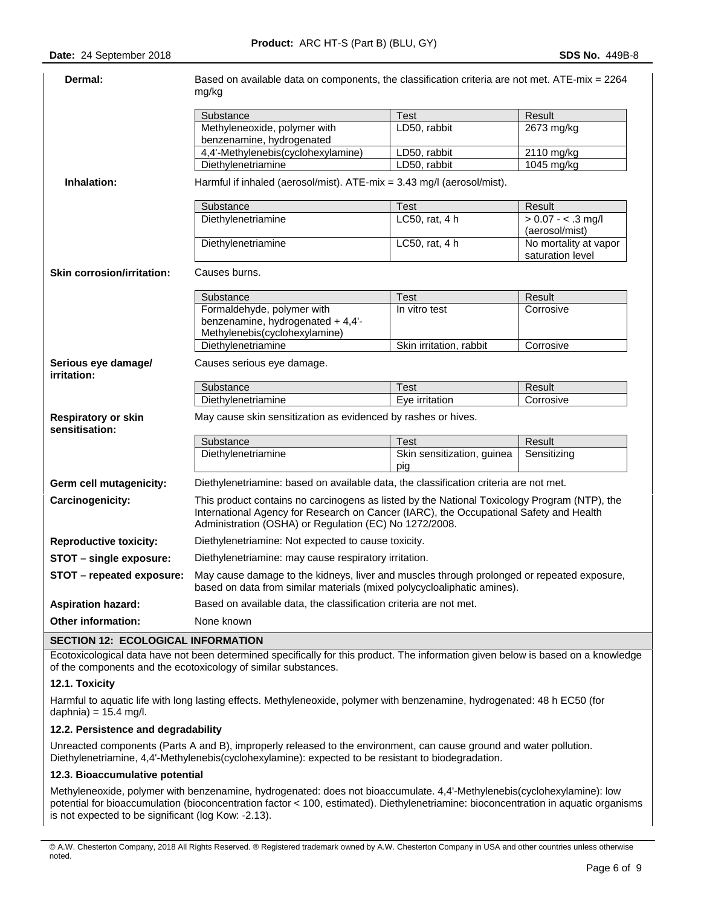**Dermal:** Based on available data on components, the classification criteria are not met. ATE-mix = 2264 mg/kg

| Substance | Test | Result |
|---|---|---|
| Methyleneoxide, polymer with benzenamine, hydrogenated | LD50, rabbit | 2673 mg/kg |
| 4,4'-Methylenebis(cyclohexylamine) | LD50, rabbit | 2110 mg/kg |
| Diethylenetriamine | LD50, rabbit | 1045 mg/kg |

**Inhalation:** Harmful if inhaled (aerosol/mist). ATE-mix = 3.43 mg/l (aerosol/mist).

| Substance | Test | Result |
|---|---|---|
| Diethylenetriamine | LC50, rat, 4 h | > 0.07 - < .3 mg/l (aerosol/mist) |
| Diethylenetriamine | LC50, rat, 4 h | No mortality at vapor saturation level |

**Skin corrosion/irritation:** Causes burns.

| Substance | Test | Result |
|---|---|---|
| Formaldehyde, polymer with benzenamine, hydrogenated + 4,4'-Methylenebis(cyclohexylamine) | In vitro test | Corrosive |
| Diethylenetriamine | Skin irritation, rabbit | Corrosive |

**Serious eye damage/ irritation:** Causes serious eye damage.

| Substance | Test | Result |
|---|---|---|
| Diethylenetriamine | Eye irritation | Corrosive |

**Respiratory or skin sensitisation:** May cause skin sensitization as evidenced by rashes or hives.

| Substance | Test | Result |
|---|---|---|
| Diethylenetriamine | Skin sensitization, guinea pig | Sensitizing |

**Germ cell mutagenicity:** Diethylenetriamine: based on available data, the classification criteria are not met.

**Carcinogenicity:** This product contains no carcinogens as listed by the National Toxicology Program (NTP), the International Agency for Research on Cancer (IARC), the Occupational Safety and Health Administration (OSHA) or Regulation (EC) No 1272/2008.

**Reproductive toxicity:** Diethylenetriamine: Not expected to cause toxicity.

**STOT – single exposure:** Diethylenetriamine: may cause respiratory irritation.

**STOT – repeated exposure:** May cause damage to the kidneys, liver and muscles through prolonged or repeated exposure, based on data from similar materials (mixed polycycloaliphatic amines).

**Aspiration hazard:** Based on available data, the classification criteria are not met.

**Other information:** None known

## SECTION 12: ECOLOGICAL INFORMATION

Ecotoxicological data have not been determined specifically for this product. The information given below is based on a knowledge of the components and the ecotoxicology of similar substances.

### 12.1. Toxicity

Harmful to aquatic life with long lasting effects. Methyleneoxide, polymer with benzenamine, hydrogenated: 48 h EC50 (for daphnia) = 15.4 mg/l.

### 12.2. Persistence and degradability

Unreacted components (Parts A and B), improperly released to the environment, can cause ground and water pollution. Diethylenetriamine, 4,4'-Methylenebis(cyclohexylamine): expected to be resistant to biodegradation.

### 12.3. Bioaccumulative potential

Methyleneoxide, polymer with benzenamine, hydrogenated: does not bioaccumulate. 4,4'-Methylenebis(cyclohexylamine): low potential for bioaccumulation (bioconcentration factor < 100, estimated). Diethylenetriamine: bioconcentration in aquatic organisms is not expected to be significant (log Kow: -2.13).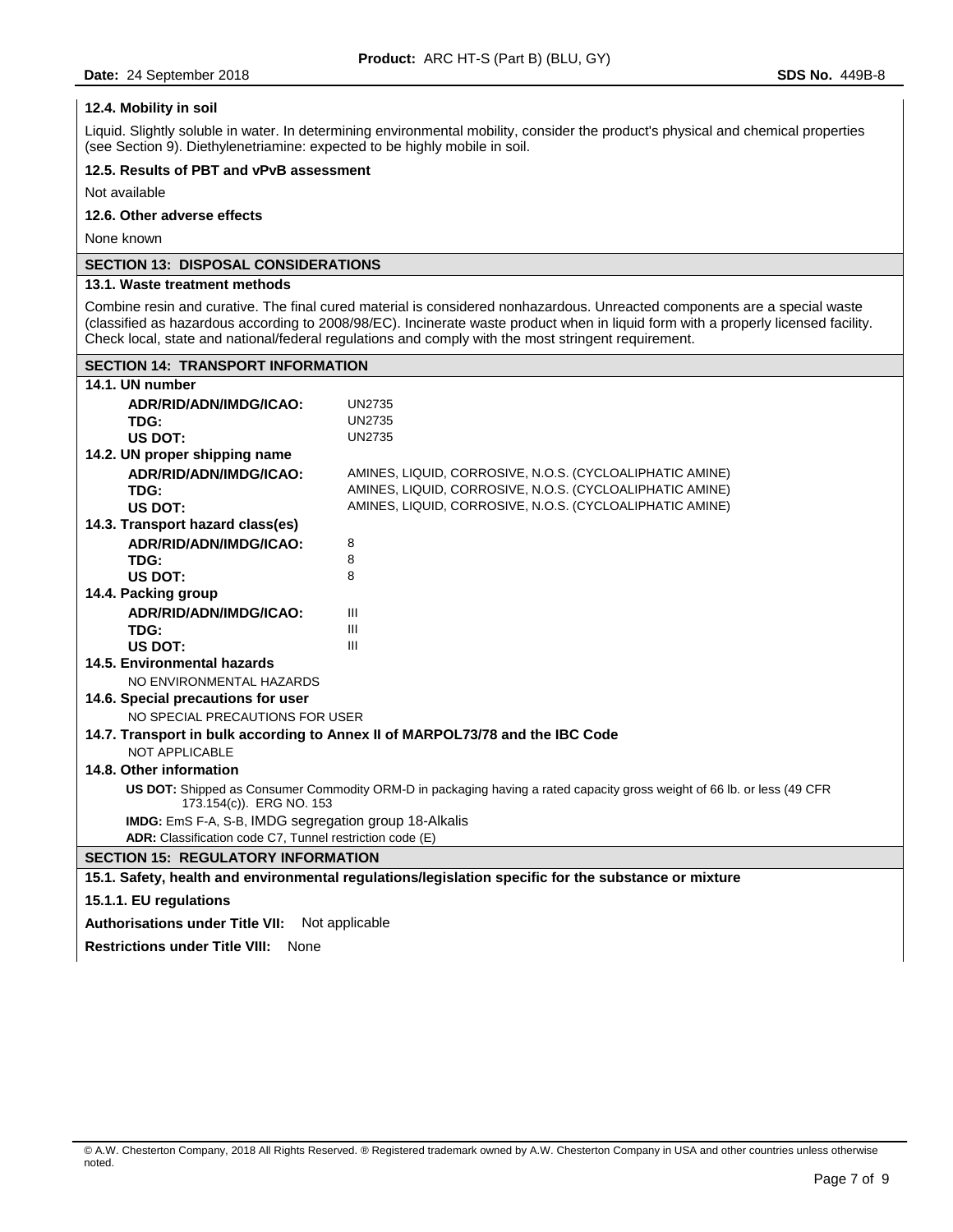### 12.4. Mobility in soil

Liquid. Slightly soluble in water. In determining environmental mobility, consider the product's physical and chemical properties (see Section 9). Diethylenetriamine: expected to be highly mobile in soil.

### 12.5. Results of PBT and vPvB assessment

Not available

### 12.6. Other adverse effects

None known

## SECTION 13: DISPOSAL CONSIDERATIONS

### 13.1. Waste treatment methods

Combine resin and curative. The final cured material is considered nonhazardous. Unreacted components are a special waste (classified as hazardous according to 2008/98/EC). Incinerate waste product when in liquid form with a properly licensed facility. Check local, state and national/federal regulations and comply with the most stringent requirement.

## SECTION 14: TRANSPORT INFORMATION

### 14.1. UN number

| | |
|---|---|
| **ADR/RID/ADN/IMDG/ICAO:** | UN2735 |
| **TDG:** | UN2735 |
| **US DOT:** | UN2735 |

### 14.2. UN proper shipping name

| | |
|---|---|
| **ADR/RID/ADN/IMDG/ICAO:** | AMINES, LIQUID, CORROSIVE, N.O.S. (CYCLOALIPHATIC AMINE) |
| **TDG:** | AMINES, LIQUID, CORROSIVE, N.O.S. (CYCLOALIPHATIC AMINE) |
| **US DOT:** | AMINES, LIQUID, CORROSIVE, N.O.S. (CYCLOALIPHATIC AMINE) |

### 14.3. Transport hazard class(es)

| | |
|---|---|
| **ADR/RID/ADN/IMDG/ICAO:** | 8 |
| **TDG:** | 8 |
| **US DOT:** | 8 |

### 14.4. Packing group

| | |
|---|---|
| **ADR/RID/ADN/IMDG/ICAO:** | III |
| **TDG:** | III |
| **US DOT:** | III |

### 14.5. Environmental hazards

NO ENVIRONMENTAL HAZARDS

### 14.6. Special precautions for user

NO SPECIAL PRECAUTIONS FOR USER

### 14.7. Transport in bulk according to Annex II of MARPOL73/78 and the IBC Code

NOT APPLICABLE

### 14.8. Other information

**US DOT:** Shipped as Consumer Commodity ORM-D in packaging having a rated capacity gross weight of 66 lb. or less (49 CFR 173.154(c)). ERG NO. 153

**IMDG:** EmS F-A, S-B, IMDG segregation group 18-Alkalis

**ADR:** Classification code C7, Tunnel restriction code (E)

## SECTION 15: REGULATORY INFORMATION

### 15.1. Safety, health and environmental regulations/legislation specific for the substance or mixture

### 15.1.1. EU regulations

**Authorisations under Title VII:** Not applicable

**Restrictions under Title VIII:** None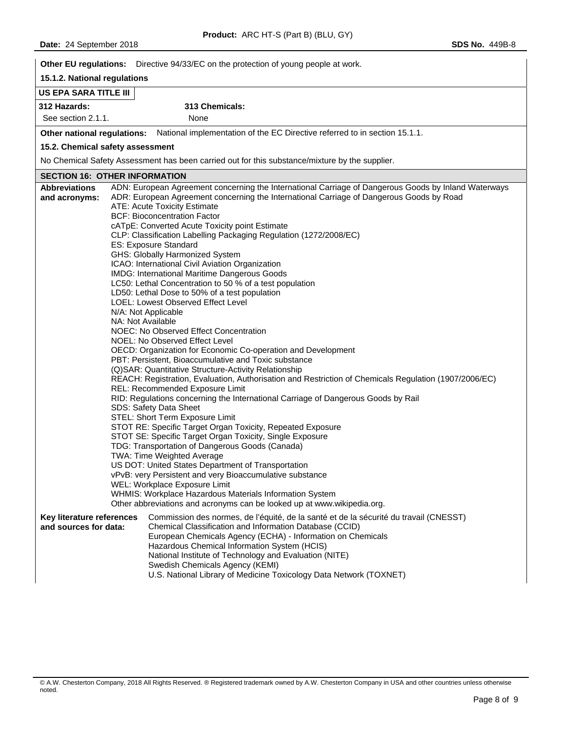**Other EU regulations:** Directive 94/33/EC on the protection of young people at work.

**15.1.2. National regulations**

**US EPA SARA TITLE III**

| **312 Hazards:** | **313 Chemicals:** |
|---|---|
| See section 2.1.1. | None |

**Other national regulations:** National implementation of the EC Directive referred to in section 15.1.1.

**15.2. Chemical safety assessment**

No Chemical Safety Assessment has been carried out for this substance/mixture by the supplier.

## SECTION 16: OTHER INFORMATION

**Abbreviations and acronyms:**

ADN: European Agreement concerning the International Carriage of Dangerous Goods by Inland Waterways
ADR: European Agreement concerning the International Carriage of Dangerous Goods by Road
ATE: Acute Toxicity Estimate
BCF: Bioconcentration Factor
cATpE: Converted Acute Toxicity point Estimate
CLP: Classification Labelling Packaging Regulation (1272/2008/EC)
ES: Exposure Standard
GHS: Globally Harmonized System
ICAO: International Civil Aviation Organization
IMDG: International Maritime Dangerous Goods
LC50: Lethal Concentration to 50 % of a test population
LD50: Lethal Dose to 50% of a test population
LOEL: Lowest Observed Effect Level
N/A: Not Applicable
NA: Not Available
NOEC: No Observed Effect Concentration
NOEL: No Observed Effect Level
OECD: Organization for Economic Co-operation and Development
PBT: Persistent, Bioaccumulative and Toxic substance
(Q)SAR: Quantitative Structure-Activity Relationship
REACH: Registration, Evaluation, Authorisation and Restriction of Chemicals Regulation (1907/2006/EC)
REL: Recommended Exposure Limit
RID: Regulations concerning the International Carriage of Dangerous Goods by Rail
SDS: Safety Data Sheet
STEL: Short Term Exposure Limit
STOT RE: Specific Target Organ Toxicity, Repeated Exposure
STOT SE: Specific Target Organ Toxicity, Single Exposure
TDG: Transportation of Dangerous Goods (Canada)
TWA: Time Weighted Average
US DOT: United States Department of Transportation
vPvB: very Persistent and very Bioaccumulative substance
WEL: Workplace Exposure Limit
WHMIS: Workplace Hazardous Materials Information System
Other abbreviations and acronyms can be looked up at www.wikipedia.org.

**Key literature references and sources for data:**

Commission des normes, de l'équité, de la santé et de la sécurité du travail (CNESST)
Chemical Classification and Information Database (CCID)
European Chemicals Agency (ECHA) - Information on Chemicals
Hazardous Chemical Information System (HCIS)
National Institute of Technology and Evaluation (NITE)
Swedish Chemicals Agency (KEMI)
U.S. National Library of Medicine Toxicology Data Network (TOXNET)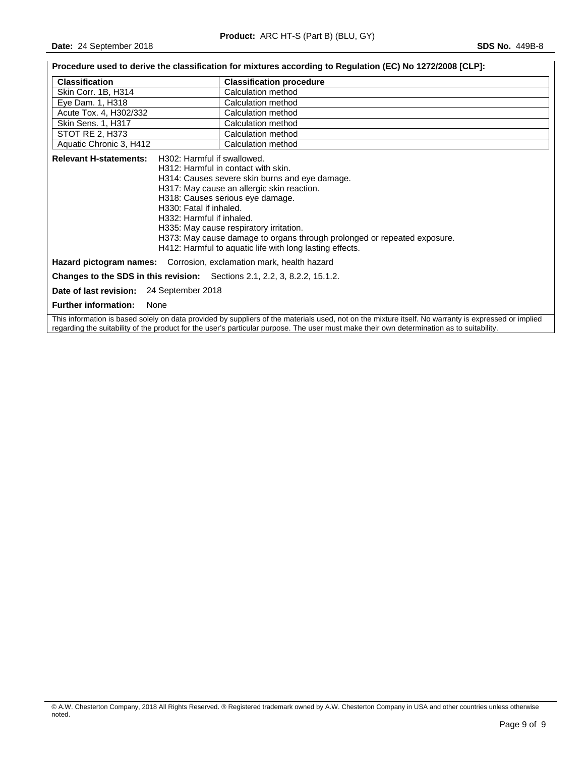**Procedure used to derive the classification for mixtures according to Regulation (EC) No 1272/2008 [CLP]:**

| Classification | Classification procedure |
|---|---|
| Skin Corr. 1B, H314 | Calculation method |
| Eye Dam. 1, H318 | Calculation method |
| Acute Tox. 4, H302/332 | Calculation method |
| Skin Sens. 1, H317 | Calculation method |
| STOT RE 2, H373 | Calculation method |
| Aquatic Chronic 3, H412 | Calculation method |

**Relevant H-statements:**
H302: Harmful if swallowed.
H312: Harmful in contact with skin.
H314: Causes severe skin burns and eye damage.
H317: May cause an allergic skin reaction.
H318: Causes serious eye damage.
H330: Fatal if inhaled.
H332: Harmful if inhaled.
H335: May cause respiratory irritation.
H373: May cause damage to organs through prolonged or repeated exposure.
H412: Harmful to aquatic life with long lasting effects.

**Hazard pictogram names:** Corrosion, exclamation mark, health hazard

**Changes to the SDS in this revision:** Sections 2.1, 2.2, 3, 8.2.2, 15.1.2.

**Date of last revision:** 24 September 2018

**Further information:** None

This information is based solely on data provided by suppliers of the materials used, not on the mixture itself. No warranty is expressed or implied regarding the suitability of the product for the user's particular purpose. The user must make their own determination as to suitability.

© A.W. Chesterton Company, 2018 All Rights Reserved. ® Registered trademark owned by A.W. Chesterton Company in USA and other countries unless otherwise noted.